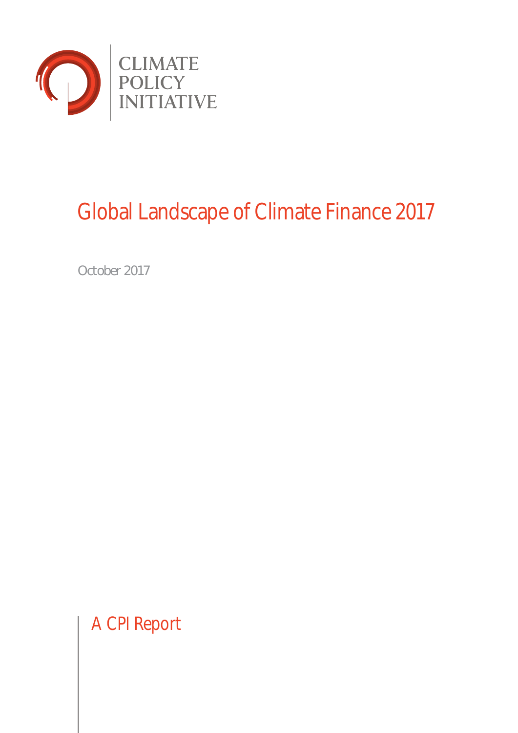CLIMATE POLICY INITIATIVE

# Global Landscape of Climate Finance 2017

October 2017

A CPI Report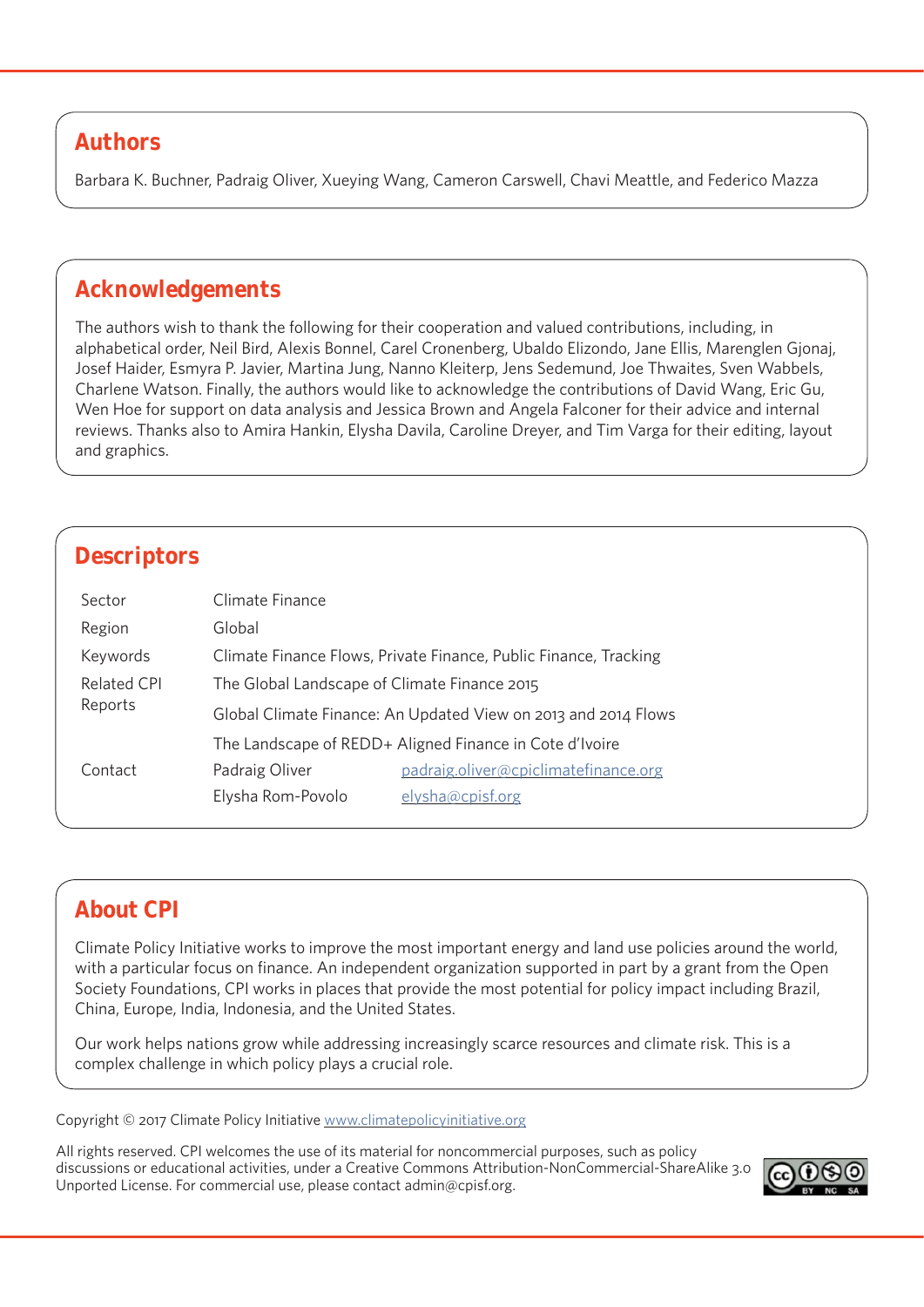## Authors

Barbara K. Buchner, Padraig Oliver, Xueying Wang, Cameron Carswell, Chavi Meattle, and Federico Mazza

## Acknowledgements

The authors wish to thank the following for their cooperation and valued contributions, including, in alphabetical order, Neil Bird, Alexis Bonnel, Carel Cronenberg, Ubaldo Elizondo, Jane Ellis, Marenglen Gjonaj, Josef Haider, Esmyra P. Javier, Martina Jung, Nanno Kleiterp, Jens Sedemund, Joe Thwaites, Sven Wabbels, Charlene Watson. Finally, the authors would like to acknowledge the contributions of David Wang, Eric Gu, Wen Hoe for support on data analysis and Jessica Brown and Angela Falconer for their advice and internal reviews. Thanks also to Amira Hankin, Elysha Davila, Caroline Dreyer, and Tim Varga for their editing, layout and graphics.

## Descriptors

| | | |
|---|---|---|
| Sector | Climate Finance | |
| Region | Global | |
| Keywords | Climate Finance Flows, Private Finance, Public Finance, Tracking | |
| Related CPI Reports | The Global Landscape of Climate Finance 2015 | |
| | Global Climate Finance: An Updated View on 2013 and 2014 Flows | |
| | The Landscape of REDD+ Aligned Finance in Cote d'Ivoire | |
| Contact | Padraig Oliver | padraig.oliver@cpiclimatefinance.org |
| | Elysha Rom-Povolo | elysha@cpisf.org |

## About CPI

Climate Policy Initiative works to improve the most important energy and land use policies around the world, with a particular focus on finance. An independent organization supported in part by a grant from the Open Society Foundations, CPI works in places that provide the most potential for policy impact including Brazil, China, Europe, India, Indonesia, and the United States.

Our work helps nations grow while addressing increasingly scarce resources and climate risk. This is a complex challenge in which policy plays a crucial role.

Copyright © 2017 Climate Policy Initiative www.climatepolicyinitiative.org

All rights reserved. CPI welcomes the use of its material for noncommercial purposes, such as policy discussions or educational activities, under a Creative Commons Attribution-NonCommercial-ShareAlike 3.0 Unported License. For commercial use, please contact admin@cpisf.org.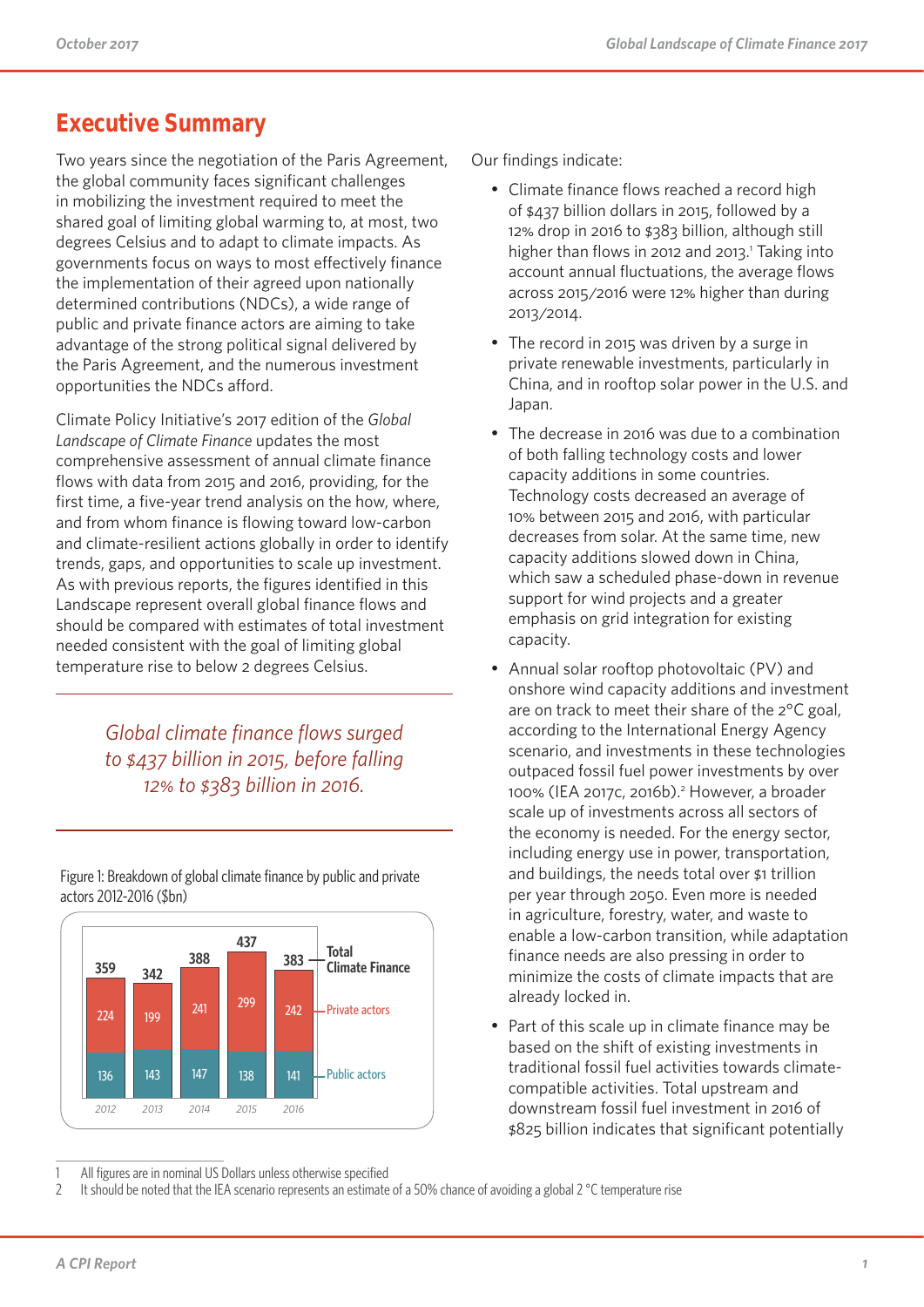# Executive Summary

Two years since the negotiation of the Paris Agreement, the global community faces significant challenges in mobilizing the investment required to meet the shared goal of limiting global warming to, at most, two degrees Celsius and to adapt to climate impacts. As governments focus on ways to most effectively finance the implementation of their agreed upon nationally determined contributions (NDCs), a wide range of public and private finance actors are aiming to take advantage of the strong political signal delivered by the Paris Agreement, and the numerous investment opportunities the NDCs afford.

Climate Policy Initiative's 2017 edition of the *Global Landscape of Climate Finance* updates the most comprehensive assessment of annual climate finance flows with data from 2015 and 2016, providing, for the first time, a five-year trend analysis on the how, where, and from whom finance is flowing toward low-carbon and climate-resilient actions globally in order to identify trends, gaps, and opportunities to scale up investment. As with previous reports, the figures identified in this Landscape represent overall global finance flows and should be compared with estimates of total investment needed consistent with the goal of limiting global temperature rise to below 2 degrees Celsius.

*Global climate finance flows surged to $437 billion in 2015, before falling 12% to $383 billion in 2016.*

Figure 1: Breakdown of global climate finance by public and private actors 2012-2016 ($bn)

| | 2012 | 2013 | 2014 | 2015 | 2016 |
|---|---|---|---|---|---|
| Total Climate Finance | 359 | 342 | 388 | 437 | 383 |
| Private actors | 224 | 199 | 241 | 299 | 242 |
| Public actors | 136 | 143 | 147 | 138 | 141 |

Our findings indicate:

- Climate finance flows reached a record high of $437 billion dollars in 2015, followed by a 12% drop in 2016 to $383 billion, although still higher than flows in 2012 and 2013.[1] Taking into account annual fluctuations, the average flows across 2015/2016 were 12% higher than during 2013/2014.
- The record in 2015 was driven by a surge in private renewable investments, particularly in China, and in rooftop solar power in the U.S. and Japan.
- The decrease in 2016 was due to a combination of both falling technology costs and lower capacity additions in some countries. Technology costs decreased an average of 10% between 2015 and 2016, with particular decreases from solar. At the same time, new capacity additions slowed down in China, which saw a scheduled phase-down in revenue support for wind projects and a greater emphasis on grid integration for existing capacity.
- Annual solar rooftop photovoltaic (PV) and onshore wind capacity additions and investment are on track to meet their share of the 2°C goal, according to the International Energy Agency scenario, and investments in these technologies outpaced fossil fuel power investments by over 100% (IEA 2017c, 2016b).[2] However, a broader scale up of investments across all sectors of the economy is needed. For the energy sector, including energy use in power, transportation, and buildings, the needs total over $1 trillion per year through 2050. Even more is needed in agriculture, forestry, water, and waste to enable a low-carbon transition, while adaptation finance needs are also pressing in order to minimize the costs of climate impacts that are already locked in.
- Part of this scale up in climate finance may be based on the shift of existing investments in traditional fossil fuel activities towards climate-compatible activities. Total upstream and downstream fossil fuel investment in 2016 of $825 billion indicates that significant potentially

1 All figures are in nominal US Dollars unless otherwise specified
2 It should be noted that the IEA scenario represents an estimate of a 50% chance of avoiding a global 2 °C temperature rise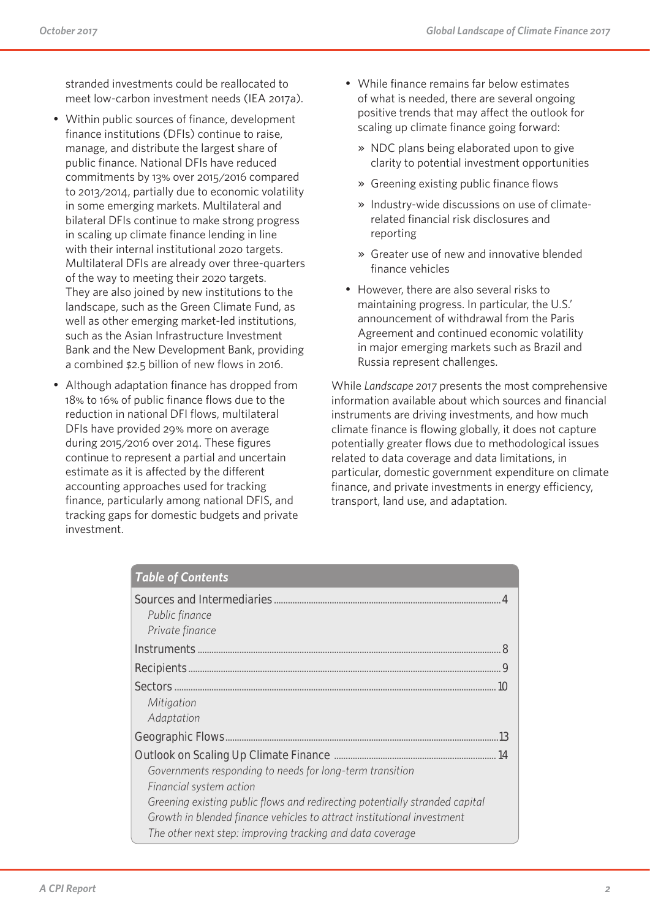stranded investments could be reallocated to meet low-carbon investment needs (IEA 2017a).

- Within public sources of finance, development finance institutions (DFIs) continue to raise, manage, and distribute the largest share of public finance. National DFIs have reduced commitments by 13% over 2015/2016 compared to 2013/2014, partially due to economic volatility in some emerging markets. Multilateral and bilateral DFIs continue to make strong progress in scaling up climate finance lending in line with their internal institutional 2020 targets. Multilateral DFIs are already over three-quarters of the way to meeting their 2020 targets. They are also joined by new institutions to the landscape, such as the Green Climate Fund, as well as other emerging market-led institutions, such as the Asian Infrastructure Investment Bank and the New Development Bank, providing a combined $2.5 billion of new flows in 2016.
- Although adaptation finance has dropped from 18% to 16% of public finance flows due to the reduction in national DFI flows, multilateral DFIs have provided 29% more on average during 2015/2016 over 2014. These figures continue to represent a partial and uncertain estimate as it is affected by the different accounting approaches used for tracking finance, particularly among national DFIS, and tracking gaps for domestic budgets and private investment.
- While finance remains far below estimates of what is needed, there are several ongoing positive trends that may affect the outlook for scaling up climate finance going forward:
  - NDC plans being elaborated upon to give clarity to potential investment opportunities
  - Greening existing public finance flows
  - Industry-wide discussions on use of climate-related financial risk disclosures and reporting
  - Greater use of new and innovative blended finance vehicles
- However, there are also several risks to maintaining progress. In particular, the U.S.' announcement of withdrawal from the Paris Agreement and continued economic volatility in major emerging markets such as Brazil and Russia represent challenges.

While *Landscape 2017* presents the most comprehensive information available about which sources and financial instruments are driving investments, and how much climate finance is flowing globally, it does not capture potentially greater flows due to methodological issues related to data coverage and data limitations, in particular, domestic government expenditure on climate finance, and private investments in energy efficiency, transport, land use, and adaptation.

## *Table of Contents*

| Section | Page |
|---|---|
| Sources and Intermediaries | 4 |
| *Public finance* | |
| *Private finance* | |
| Instruments | 8 |
| Recipients | 9 |
| Sectors | 10 |
| *Mitigation* | |
| *Adaptation* | |
| Geographic Flows | 13 |
| Outlook on Scaling Up Climate Finance | 14 |
| *Governments responding to needs for long-term transition* | |
| *Financial system action* | |
| *Greening existing public flows and redirecting potentially stranded capital* | |
| *Growth in blended finance vehicles to attract institutional investment* | |
| *The other next step: improving tracking and data coverage* | |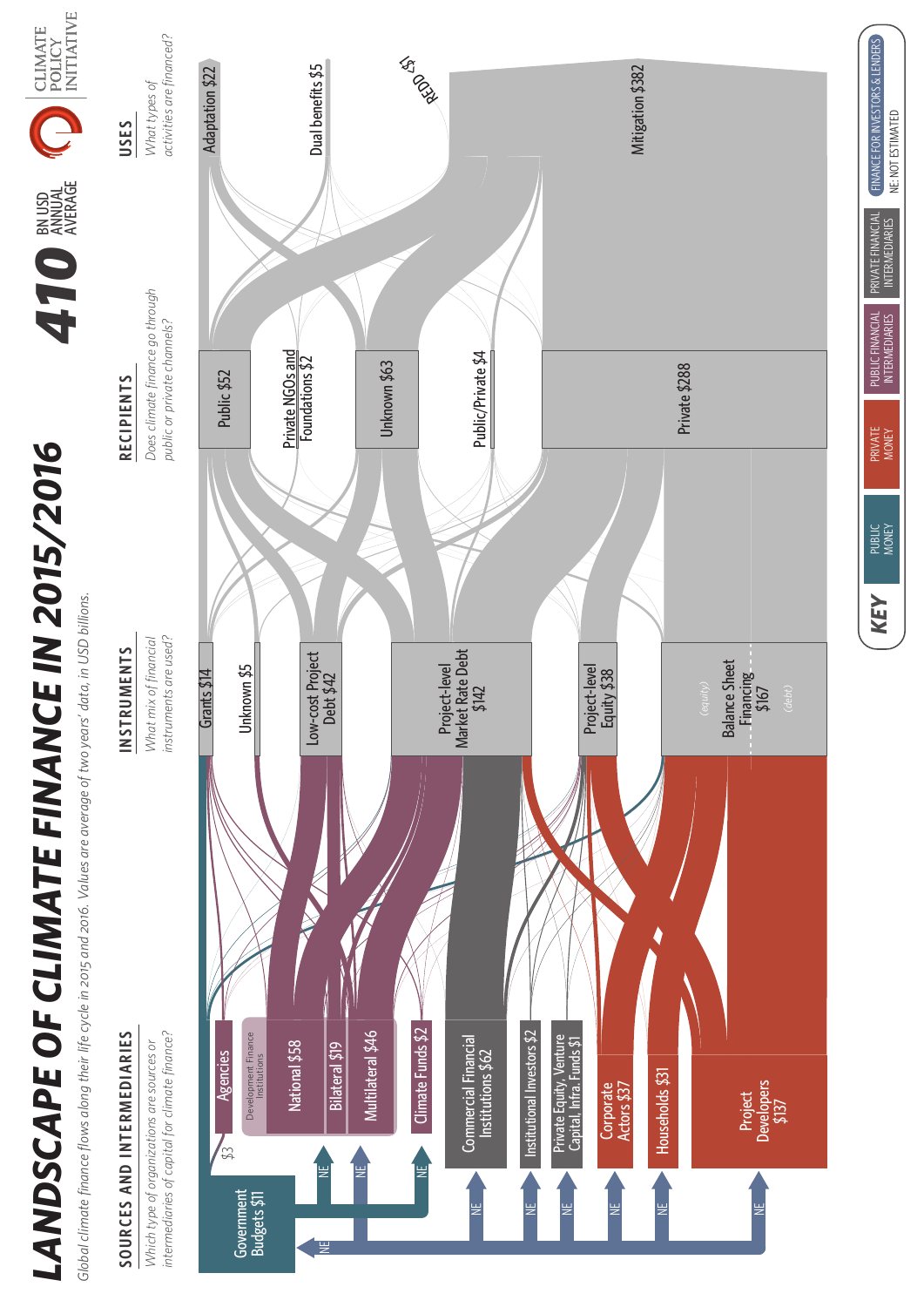# LANDSCAPE OF CLIMATE FINANCE IN 2015/2016

*Global climate finance flows along their life cycle in 2015 and 2016. Values are average of two years' data, in USD billions.*

**410** BN USD ANNUAL AVERAGE

CLIMATE POLICY INITIATIVE

## SOURCES AND INTERMEDIARIES

*Which type of organizations are sources or intermediaries of capital for climate finance?*

- Government Budgets $11
- Agencies $3
- Development Finance Institutions
  - National $58
  - Bilateral $19
  - Multilateral $46
- Climate Funds $2
- Commercial Financial Institutions $62
- Institutional Investors $2
- Private Equity, Venture Capital, Infra. Funds $1
- Corporate Actors $37
- Households $31
- Project Developers $137

## INSTRUMENTS

*What mix of financial instruments are used?*

- Grants $14
- Unknown $5
- Low-cost Project Debt $42
- Project-level Market Rate Debt $142
- Project-level Equity $38
- Balance Sheet Financing $167 (equity) (debt)

## RECIPIENTS

*Does climate finance go through public or private channels?*

- Public $52
- Private NGOs and Foundations $2
- Unknown $63
- Public/Private $4
- Private $288

## USES

*What types of activities are financed?*

- Adaptation $22
- Dual benefits $5
- REDD $1
- Mitigation $382

## KEY

PUBLIC MONEY | PRIVATE MONEY | PUBLIC FINANCIAL INTERMEDIARIES | PRIVATE FINANCIAL INTERMEDIARIES | FINANCE FOR INVESTORS & LENDERS

NE: NOT ESTIMATED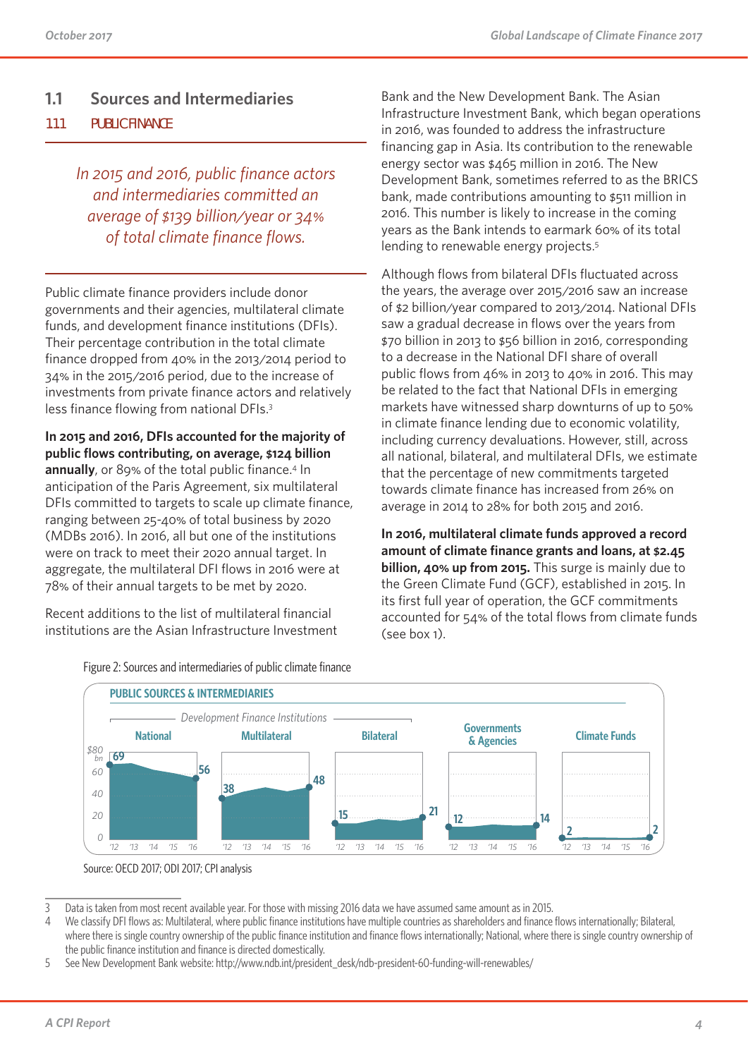## 1.1 Sources and Intermediaries

### 1.1.1 PUBLIC FINANCE

*In 2015 and 2016, public finance actors and intermediaries committed an average of $139 billion/year or 34% of total climate finance flows.*

Public climate finance providers include donor governments and their agencies, multilateral climate funds, and development finance institutions (DFIs). Their percentage contribution in the total climate finance dropped from 40% in the 2013/2014 period to 34% in the 2015/2016 period, due to the increase of investments from private finance actors and relatively less finance flowing from national DFIs.[3]

**In 2015 and 2016, DFIs accounted for the majority of public flows contributing, on average, $124 billion annually**, or 89% of the total public finance.[4] In anticipation of the Paris Agreement, six multilateral DFIs committed to targets to scale up climate finance, ranging between 25-40% of total business by 2020 (MDBs 2016). In 2016, all but one of the institutions were on track to meet their 2020 annual target. In aggregate, the multilateral DFI flows in 2016 were at 78% of their annual targets to be met by 2020.

Recent additions to the list of multilateral financial institutions are the Asian Infrastructure Investment Bank and the New Development Bank. The Asian Infrastructure Investment Bank, which began operations in 2016, was founded to address the infrastructure financing gap in Asia. Its contribution to the renewable energy sector was $465 million in 2016. The New Development Bank, sometimes referred to as the BRICS bank, made contributions amounting to $511 million in 2016. This number is likely to increase in the coming years as the Bank intends to earmark 60% of its total lending to renewable energy projects.[5]

Although flows from bilateral DFIs fluctuated across the years, the average over 2015/2016 saw an increase of $2 billion/year compared to 2013/2014. National DFIs saw a gradual decrease in flows over the years from $70 billion in 2013 to $56 billion in 2016, corresponding to a decrease in the National DFI share of overall public flows from 46% in 2013 to 40% in 2016. This may be related to the fact that National DFIs in emerging markets have witnessed sharp downturns of up to 50% in climate finance lending due to economic volatility, including currency devaluations. However, still, across all national, bilateral, and multilateral DFIs, we estimate that the percentage of new commitments targeted towards climate finance has increased from 26% on average in 2014 to 28% for both 2015 and 2016.

**In 2016, multilateral climate funds approved a record amount of climate finance grants and loans, at $2.45 billion, 40% up from 2015.** This surge is mainly due to the Green Climate Fund (GCF), established in 2015. In its first full year of operation, the GCF commitments accounted for 54% of the total flows from climate funds (see box 1).

Figure 2: Sources and intermediaries of public climate finance

PUBLIC SOURCES & INTERMEDIARIES

| | Development Finance Institutions | | | | |
|---|---|---|---|---|---|
| | National | Multilateral | Bilateral | Governments & Agencies | Climate Funds |
| '12 ($bn) | 69 | 38 | 15 | 12 | 2 |
| '16 ($bn) | 56 | 48 | 21 | 14 | 2 |

Source: OECD 2017; ODI 2017; CPI analysis

---

3 Data is taken from most recent available year. For those with missing 2016 data we have assumed same amount as in 2015.

4 We classify DFI flows as: Multilateral, where public finance institutions have multiple countries as shareholders and finance flows internationally; Bilateral, where there is single country ownership of the public finance institution and finance flows internationally; National, where there is single country ownership of the public finance institution and finance is directed domestically.

5 See New Development Bank website: http://www.ndb.int/president_desk/ndb-president-60-funding-will-renewables/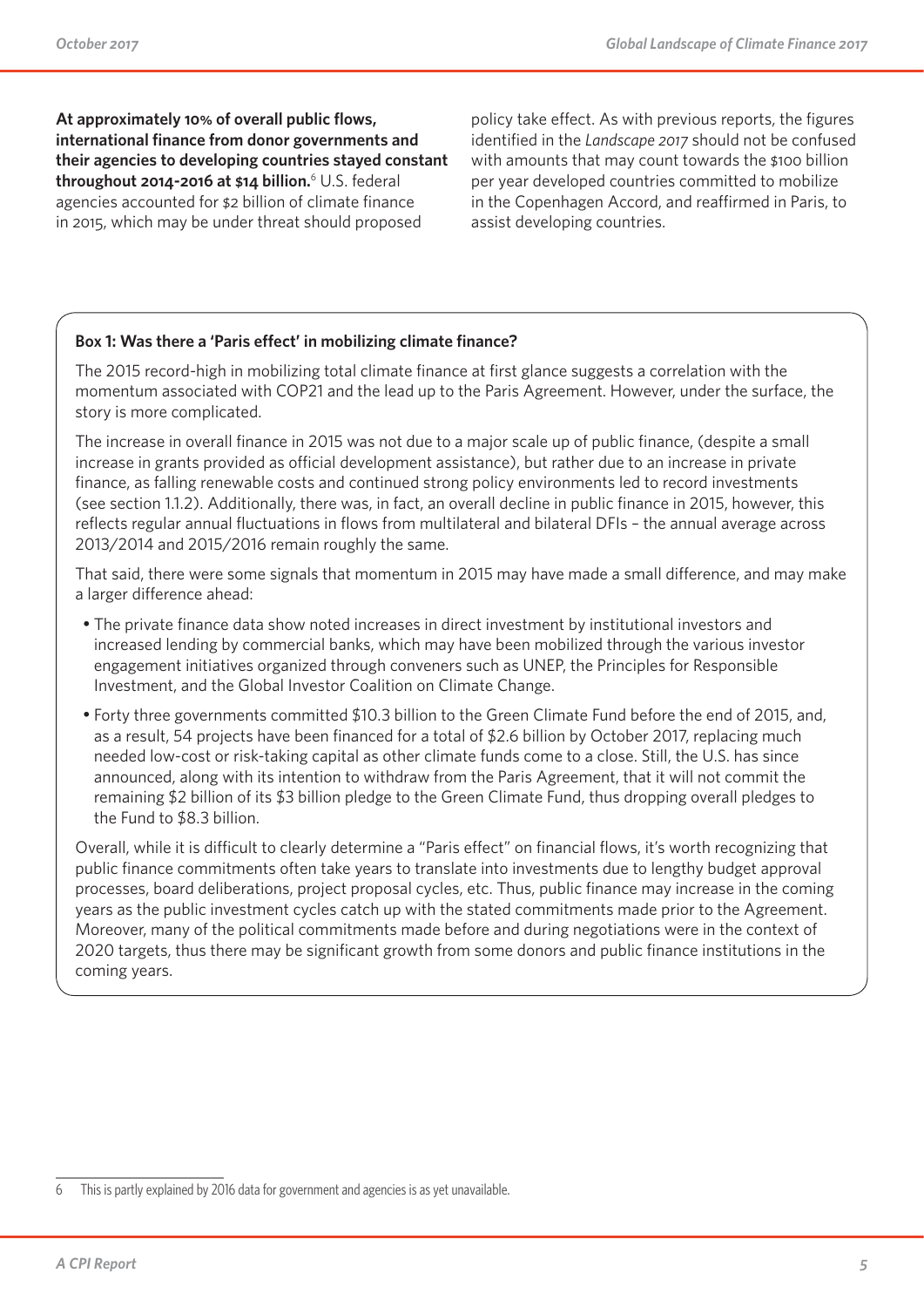**At approximately 10% of overall public flows, international finance from donor governments and their agencies to developing countries stayed constant throughout 2014-2016 at $14 billion.**[6] U.S. federal agencies accounted for $2 billion of climate finance in 2015, which may be under threat should proposed policy take effect. As with previous reports, the figures identified in the *Landscape 2017* should not be confused with amounts that may count towards the $100 billion per year developed countries committed to mobilize in the Copenhagen Accord, and reaffirmed in Paris, to assist developing countries.

**Box 1: Was there a 'Paris effect' in mobilizing climate finance?**

The 2015 record-high in mobilizing total climate finance at first glance suggests a correlation with the momentum associated with COP21 and the lead up to the Paris Agreement. However, under the surface, the story is more complicated.

The increase in overall finance in 2015 was not due to a major scale up of public finance, (despite a small increase in grants provided as official development assistance), but rather due to an increase in private finance, as falling renewable costs and continued strong policy environments led to record investments (see section 1.1.2). Additionally, there was, in fact, an overall decline in public finance in 2015, however, this reflects regular annual fluctuations in flows from multilateral and bilateral DFIs – the annual average across 2013/2014 and 2015/2016 remain roughly the same.

That said, there were some signals that momentum in 2015 may have made a small difference, and may make a larger difference ahead:

- The private finance data show noted increases in direct investment by institutional investors and increased lending by commercial banks, which may have been mobilized through the various investor engagement initiatives organized through conveners such as UNEP, the Principles for Responsible Investment, and the Global Investor Coalition on Climate Change.
- Forty three governments committed $10.3 billion to the Green Climate Fund before the end of 2015, and, as a result, 54 projects have been financed for a total of $2.6 billion by October 2017, replacing much needed low-cost or risk-taking capital as other climate funds come to a close. Still, the U.S. has since announced, along with its intention to withdraw from the Paris Agreement, that it will not commit the remaining $2 billion of its $3 billion pledge to the Green Climate Fund, thus dropping overall pledges to the Fund to $8.3 billion.

Overall, while it is difficult to clearly determine a "Paris effect" on financial flows, it's worth recognizing that public finance commitments often take years to translate into investments due to lengthy budget approval processes, board deliberations, project proposal cycles, etc. Thus, public finance may increase in the coming years as the public investment cycles catch up with the stated commitments made prior to the Agreement. Moreover, many of the political commitments made before and during negotiations were in the context of 2020 targets, thus there may be significant growth from some donors and public finance institutions in the coming years.

---

6 This is partly explained by 2016 data for government and agencies is as yet unavailable.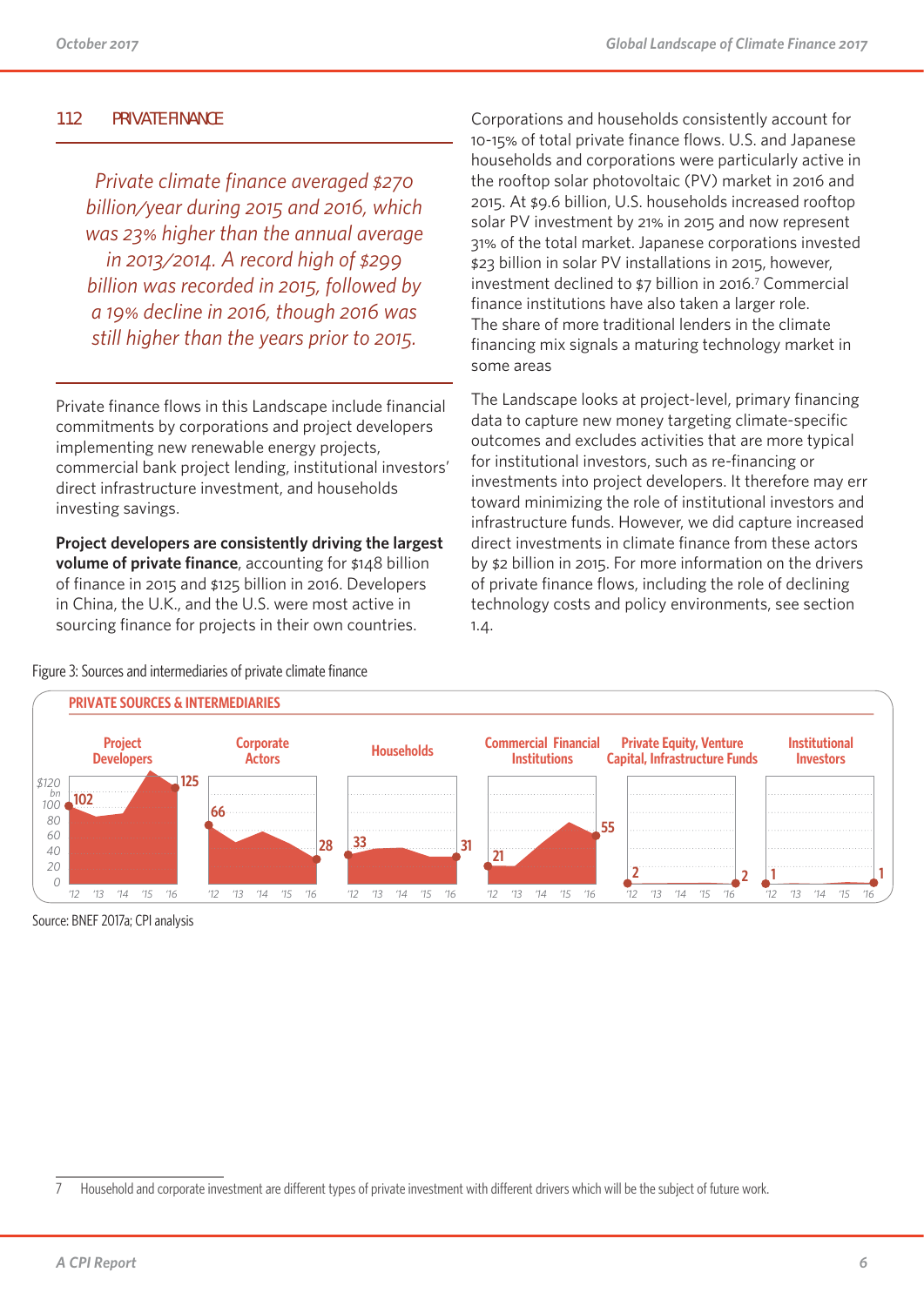## 1.1.2 PRIVATE FINANCE

*Private climate finance averaged $270 billion/year during 2015 and 2016, which was 23% higher than the annual average in 2013/2014. A record high of $299 billion was recorded in 2015, followed by a 19% decline in 2016, though 2016 was still higher than the years prior to 2015.*

Private finance flows in this Landscape include financial commitments by corporations and project developers implementing new renewable energy projects, commercial bank project lending, institutional investors' direct infrastructure investment, and households investing savings.

**Project developers are consistently driving the largest volume of private finance**, accounting for $148 billion of finance in 2015 and $125 billion in 2016. Developers in China, the U.K., and the U.S. were most active in sourcing finance for projects in their own countries.

Corporations and households consistently account for 10-15% of total private finance flows. U.S. and Japanese households and corporations were particularly active in the rooftop solar photovoltaic (PV) market in 2016 and 2015. At $9.6 billion, U.S. households increased rooftop solar PV investment by 21% in 2015 and now represent 31% of the total market. Japanese corporations invested $23 billion in solar PV installations in 2015, however, investment declined to $7 billion in 2016.[7] Commercial finance institutions have also taken a larger role. The share of more traditional lenders in the climate financing mix signals a maturing technology market in some areas

The Landscape looks at project-level, primary financing data to capture new money targeting climate-specific outcomes and excludes activities that are more typical for institutional investors, such as re-financing or investments into project developers. It therefore may err toward minimizing the role of institutional investors and infrastructure funds. However, we did capture increased direct investments in climate finance from these actors by $2 billion in 2015. For more information on the drivers of private finance flows, including the role of declining technology costs and policy environments, see section 1.4.

Figure 3: Sources and intermediaries of private climate finance

**PRIVATE SOURCES & INTERMEDIARIES** ($ bn)

| Source | 2012 | 2016 |
|---|---|---|
| Project Developers | 102 | 125 |
| Corporate Actors | 66 | 28 |
| Households | 33 | 31 |
| Commercial Financial Institutions | 21 | 55 |
| Private Equity, Venture Capital, Infrastructure Funds | 2 | 2 |
| Institutional Investors | 1 | 1 |

Source: BNEF 2017a; CPI analysis

7 Household and corporate investment are different types of private investment with different drivers which will be the subject of future work.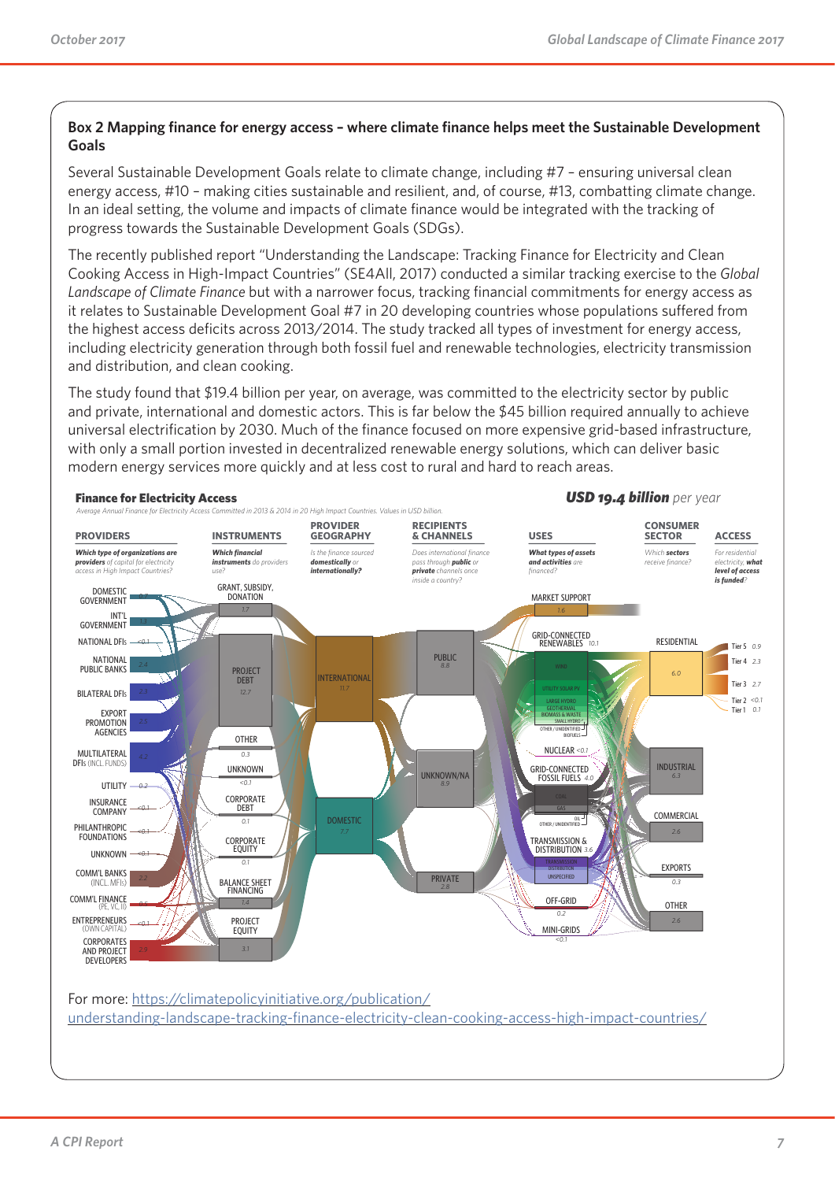### Box 2 Mapping finance for energy access – where climate finance helps meet the Sustainable Development Goals

Several Sustainable Development Goals relate to climate change, including #7 – ensuring universal clean energy access, #10 – making cities sustainable and resilient, and, of course, #13, combatting climate change. In an ideal setting, the volume and impacts of climate finance would be integrated with the tracking of progress towards the Sustainable Development Goals (SDGs).

The recently published report "Understanding the Landscape: Tracking Finance for Electricity and Clean Cooking Access in High-Impact Countries" (SE4All, 2017) conducted a similar tracking exercise to the *Global Landscape of Climate Finance* but with a narrower focus, tracking financial commitments for energy access as it relates to Sustainable Development Goal #7 in 20 developing countries whose populations suffered from the highest access deficits across 2013/2014. The study tracked all types of investment for energy access, including electricity generation through both fossil fuel and renewable technologies, electricity transmission and distribution, and clean cooking.

The study found that $19.4 billion per year, on average, was committed to the electricity sector by public and private, international and domestic actors. This is far below the $45 billion required annually to achieve universal electrification by 2030. Much of the finance focused on more expensive grid-based infrastructure, with only a small portion invested in decentralized renewable energy solutions, which can deliver basic modern energy services more quickly and at less cost to rural and hard to reach areas.

**Finance for Electricity Access** — ***USD 19.4 billion*** *per year*

*Average Annual Finance for Electricity Access Committed in 2013 & 2014 in 20 High Impact Countries. Values in USD billion.*

**PROVIDERS** — *Which type of organizations are providers of capital for electricity access in High Impact Countries?*
DOMESTIC GOVERNMENT 0.7; INT'L GOVERNMENT 1.1; NATIONAL DFIs <0.1; NATIONAL PUBLIC BANKS 2.4; BILATERAL DFIs 2.3; EXPORT PROMOTION AGENCIES 2.5; MULTILATERAL DFIs (INCL. FUNDS) 4.2; UTILITY 0.2; INSURANCE COMPANY <0.1; PHILANTHROPIC FOUNDATIONS <0.1; UNKNOWN <0.1; COMM'L BANKS (INCL. MFIs) 2.2; COMM'L FINANCE (PE, VC, II) 0.5; ENTREPRENEURS (OWN CAPITAL) <0.1; CORPORATES AND PROJECT DEVELOPERS 2.9

**INSTRUMENTS** — *Which financial instruments do providers use?*
GRANT, SUBSIDY, DONATION 1.7; PROJECT DEBT 12.7; OTHER 0.3; UNKNOWN <0.1; CORPORATE DEBT 0.1; CORPORATE EQUITY 0.1; BALANCE SHEET FINANCING 1.4; PROJECT EQUITY 3.1

**PROVIDER GEOGRAPHY** — *Is the finance sourced domestically or internationally?*
INTERNATIONAL 11.7; DOMESTIC 7.7

**RECIPIENTS & CHANNELS** — *Does international finance pass through public or private channels once inside a country?*
PUBLIC 8.8; UNKNOWN/NA 8.9; PRIVATE 2.8

**USES** — *What types of assets and activities are financed?*
MARKET SUPPORT 1.6; GRID-CONNECTED RENEWABLES 10.1 (WIND, UTILITY SOLAR PV, LARGE HYDRO, GEOTHERMAL, BIOMASS & WASTE, SMALL HYDRO, OTHER / UNIDENTIFIED, BIOFUELS); NUCLEAR <0.1; GRID-CONNECTED FOSSIL FUELS 4.0 (COAL, GAS, OIL, OTHER / UNIDENTIFIED); TRANSMISSION & DISTRIBUTION 3.6 (TRANSMISSION, DISTRIBUTION, UNSPECIFIED); OFF-GRID 0.2; MINI-GRIDS <0.1

**CONSUMER SECTOR** — *Which sectors receive finance?*
RESIDENTIAL 6.0; INDUSTRIAL 6.3; COMMERCIAL 2.6; EXPORTS 0.3; OTHER 2.6

**ACCESS** — *For residential electricity, what level of access is funded?*
Tier 5 0.9; Tier 4 2.3; Tier 3 2.7; Tier 2 <0.1; Tier 1 0.1

For more: https://climatepolicyinitiative.org/publication/understanding-landscape-tracking-finance-electricity-clean-cooking-access-high-impact-countries/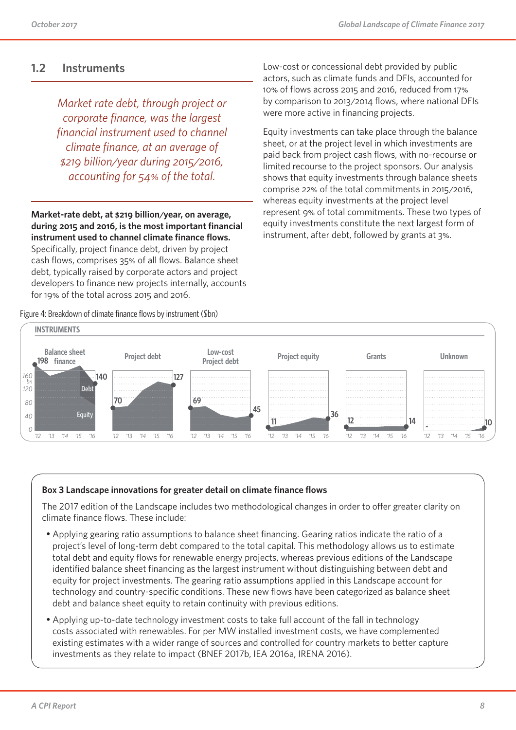## 1.2 Instruments

*Market rate debt, through project or corporate finance, was the largest financial instrument used to channel climate finance, at an average of $219 billion/year during 2015/2016, accounting for 54% of the total.*

**Market-rate debt, at $219 billion/year, on average, during 2015 and 2016, is the most important financial instrument used to channel climate finance flows.** Specifically, project finance debt, driven by project cash flows, comprises 35% of all flows. Balance sheet debt, typically raised by corporate actors and project developers to finance new projects internally, accounts for 19% of the total across 2015 and 2016.

Low-cost or concessional debt provided by public actors, such as climate funds and DFIs, accounted for 10% of flows across 2015 and 2016, reduced from 17% by comparison to 2013/2014 flows, where national DFIs were more active in financing projects.

Equity investments can take place through the balance sheet, or at the project level in which investments are paid back from project cash flows, with no-recourse or limited recourse to the project sponsors. Our analysis shows that equity investments through balance sheets comprise 22% of the total commitments in 2015/2016, whereas equity investments at the project level represent 9% of total commitments. These two types of equity investments constitute the next largest form of instrument, after debt, followed by grants at 3%.

Figure 4: Breakdown of climate finance flows by instrument ($bn)

INSTRUMENTS

| Instrument | '12 | '16 |
|---|---|---|
| Balance sheet finance | 198 | 140 |
| Project debt | 70 | 127 |
| Low-cost Project debt | 69 | 45 |
| Project equity | 11 | 36 |
| Grants | 12 | 14 |
| Unknown | - | 10 |

### Box 3 Landscape innovations for greater detail on climate finance flows

The 2017 edition of the Landscape includes two methodological changes in order to offer greater clarity on climate finance flows. These include:

- Applying gearing ratio assumptions to balance sheet financing. Gearing ratios indicate the ratio of a project's level of long-term debt compared to the total capital. This methodology allows us to estimate total debt and equity flows for renewable energy projects, whereas previous editions of the Landscape identified balance sheet financing as the largest instrument without distinguishing between debt and equity for project investments. The gearing ratio assumptions applied in this Landscape account for technology and country-specific conditions. These new flows have been categorized as balance sheet debt and balance sheet equity to retain continuity with previous editions.
- Applying up-to-date technology investment costs to take full account of the fall in technology costs associated with renewables. For per MW installed investment costs, we have complemented existing estimates with a wider range of sources and controlled for country markets to better capture investments as they relate to impact (BNEF 2017b, IEA 2016a, IRENA 2016).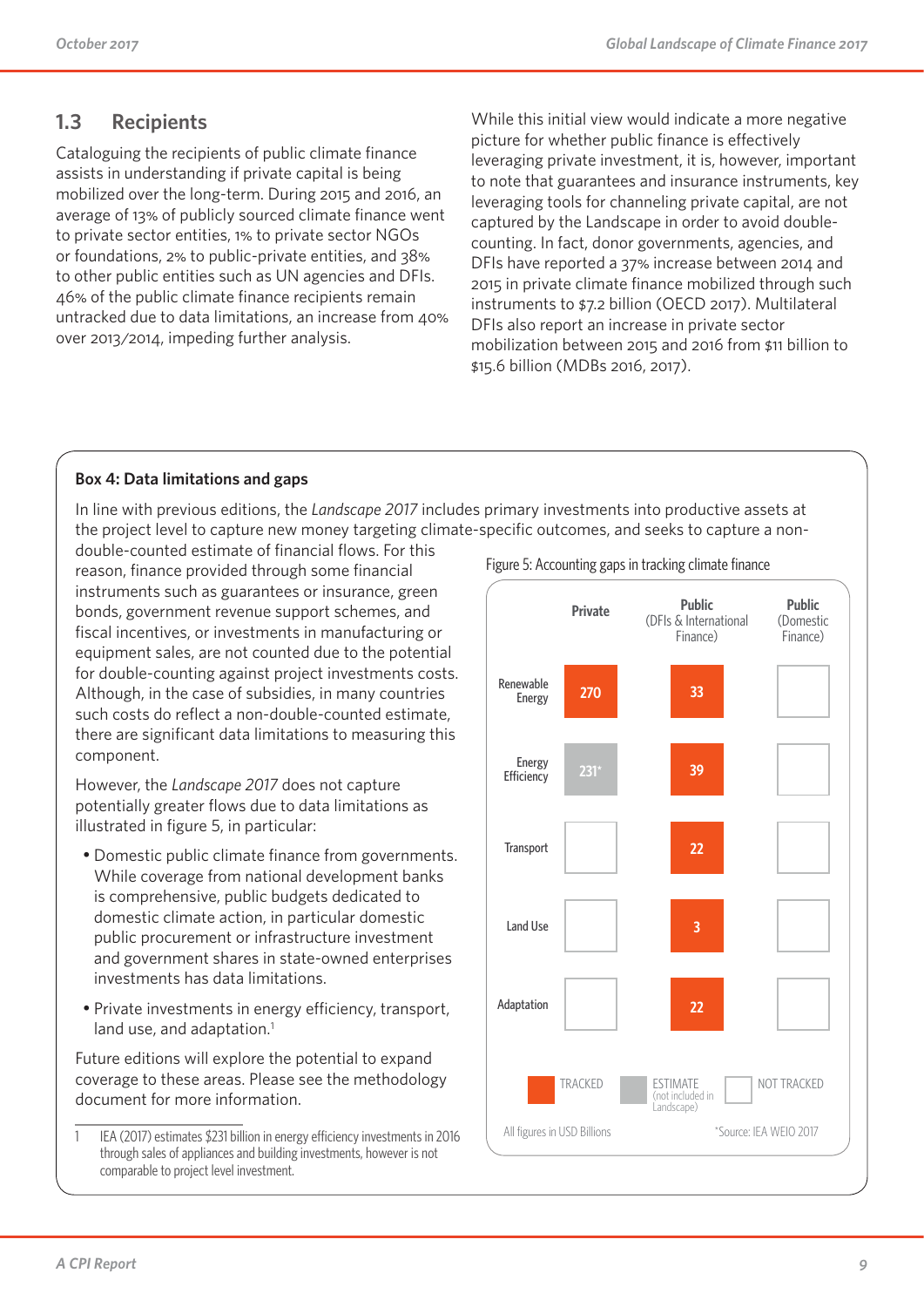## 1.3 Recipients

Cataloguing the recipients of public climate finance assists in understanding if private capital is being mobilized over the long-term. During 2015 and 2016, an average of 13% of publicly sourced climate finance went to private sector entities, 1% to private sector NGOs or foundations, 2% to public-private entities, and 38% to other public entities such as UN agencies and DFIs. 46% of the public climate finance recipients remain untracked due to data limitations, an increase from 40% over 2013/2014, impeding further analysis.

While this initial view would indicate a more negative picture for whether public finance is effectively leveraging private investment, it is, however, important to note that guarantees and insurance instruments, key leveraging tools for channeling private capital, are not captured by the Landscape in order to avoid double-counting. In fact, donor governments, agencies, and DFIs have reported a 37% increase between 2014 and 2015 in private climate finance mobilized through such instruments to $7.2 billion (OECD 2017). Multilateral DFIs also report an increase in private sector mobilization between 2015 and 2016 from $11 billion to $15.6 billion (MDBs 2016, 2017).

### Box 4: Data limitations and gaps

In line with previous editions, the *Landscape 2017* includes primary investments into productive assets at the project level to capture new money targeting climate-specific outcomes, and seeks to capture a non-double-counted estimate of financial flows. For this reason, finance provided through some financial instruments such as guarantees or insurance, green bonds, government revenue support schemes, and fiscal incentives, or investments in manufacturing or equipment sales, are not counted due to the potential for double-counting against project investments costs. Although, in the case of subsidies, in many countries such costs do reflect a non-double-counted estimate, there are significant data limitations to measuring this component.

However, the *Landscape 2017* does not capture potentially greater flows due to data limitations as illustrated in figure 5, in particular:

- Domestic public climate finance from governments. While coverage from national development banks is comprehensive, public budgets dedicated to domestic climate action, in particular domestic public procurement or infrastructure investment and government shares in state-owned enterprises investments has data limitations.
- Private investments in energy efficiency, transport, land use, and adaptation.[1]

Future editions will explore the potential to expand coverage to these areas. Please see the methodology document for more information.

Figure 5: Accounting gaps in tracking climate finance

| | Private | Public (DFIs & International Finance) | Public (Domestic Finance) |
|---|---|---|---|
| Renewable Energy | 270 (Tracked) | 33 (Tracked) | Not tracked |
| Energy Efficiency | 231* (Estimate) | 39 (Tracked) | Not tracked |
| Transport | Not tracked | 22 (Tracked) | Not tracked |
| Land Use | Not tracked | 3 (Tracked) | Not tracked |
| Adaptation | Not tracked | 22 (Tracked) | Not tracked |

TRACKED | ESTIMATE (not included in Landscape) | NOT TRACKED

All figures in USD Billions

*Source: IEA WEIO 2017

[1] IEA (2017) estimates $231 billion in energy efficiency investments in 2016 through sales of appliances and building investments, however is not comparable to project level investment.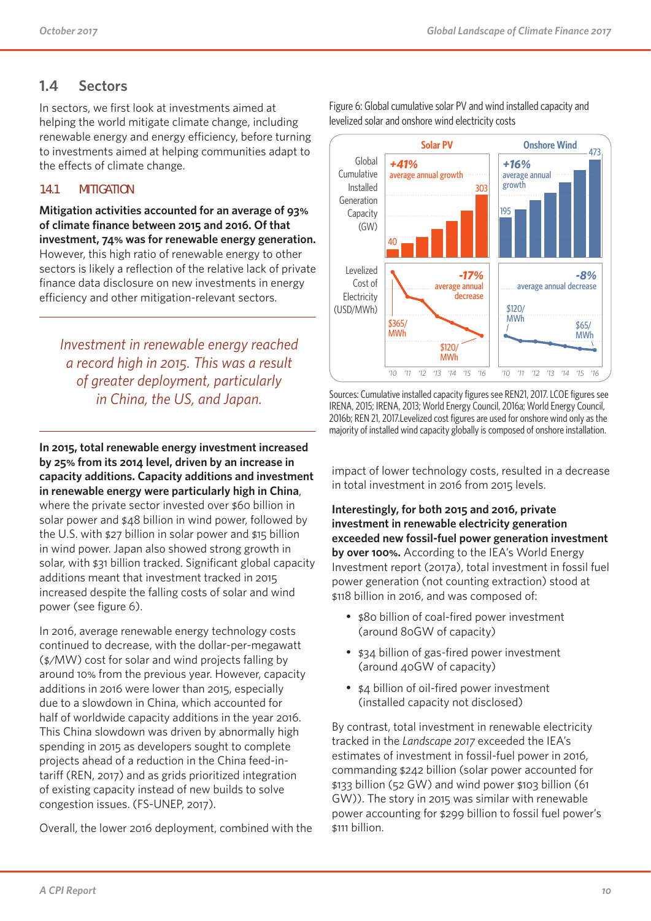## 1.4 Sectors

In sectors, we first look at investments aimed at helping the world mitigate climate change, including renewable energy and energy efficiency, before turning to investments aimed at helping communities adapt to the effects of climate change.

### 1.4.1 MITIGATION

**Mitigation activities accounted for an average of 93% of climate finance between 2015 and 2016. Of that investment, 74% was for renewable energy generation.** However, this high ratio of renewable energy to other sectors is likely a reflection of the relative lack of private finance data disclosure on new investments in energy efficiency and other mitigation-relevant sectors.

*Investment in renewable energy reached a record high in 2015. This was a result of greater deployment, particularly in China, the US, and Japan.*

**In 2015, total renewable energy investment increased by 25% from its 2014 level, driven by an increase in capacity additions. Capacity additions and investment in renewable energy were particularly high in China**, where the private sector invested over $60 billion in solar power and $48 billion in wind power, followed by the U.S. with $27 billion in solar power and $15 billion in wind power. Japan also showed strong growth in solar, with $31 billion tracked. Significant global capacity additions meant that investment tracked in 2015 increased despite the falling costs of solar and wind power (see figure 6).

In 2016, average renewable energy technology costs continued to decrease, with the dollar-per-megawatt ($/MW) cost for solar and wind projects falling by around 10% from the previous year. However, capacity additions in 2016 were lower than 2015, especially due to a slowdown in China, which accounted for half of worldwide capacity additions in the year 2016. This China slowdown was driven by abnormally high spending in 2015 as developers sought to complete projects ahead of a reduction in the China feed-in-tariff (REN, 2017) and as grids prioritized integration of existing capacity instead of new builds to solve congestion issues. (FS-UNEP, 2017).

Overall, the lower 2016 deployment, combined with the impact of lower technology costs, resulted in a decrease in total investment in 2016 from 2015 levels.

Figure 6: Global cumulative solar PV and wind installed capacity and levelized solar and onshore wind electricity costs

Sources: Cumulative installed capacity figures see REN21, 2017. LCOE figures see IRENA, 2015; IRENA, 2013; World Energy Council, 2016a; World Energy Council, 2016b; REN 21, 2017.Levelized cost figures are used for onshore wind only as the majority of installed wind capacity globally is composed of onshore installation.

**Interestingly, for both 2015 and 2016, private investment in renewable electricity generation exceeded new fossil-fuel power generation investment by over 100%.** According to the IEA's World Energy Investment report (2017a), total investment in fossil fuel power generation (not counting extraction) stood at $118 billion in 2016, and was composed of:

- $80 billion of coal-fired power investment (around 80GW of capacity)
- $34 billion of gas-fired power investment (around 40GW of capacity)
- $4 billion of oil-fired power investment (installed capacity not disclosed)

By contrast, total investment in renewable electricity tracked in the *Landscape 2017* exceeded the IEA's estimates of investment in fossil-fuel power in 2016, commanding $242 billion (solar power accounted for $133 billion (52 GW) and wind power $103 billion (61 GW)). The story in 2015 was similar with renewable power accounting for $299 billion to fossil fuel power's $111 billion.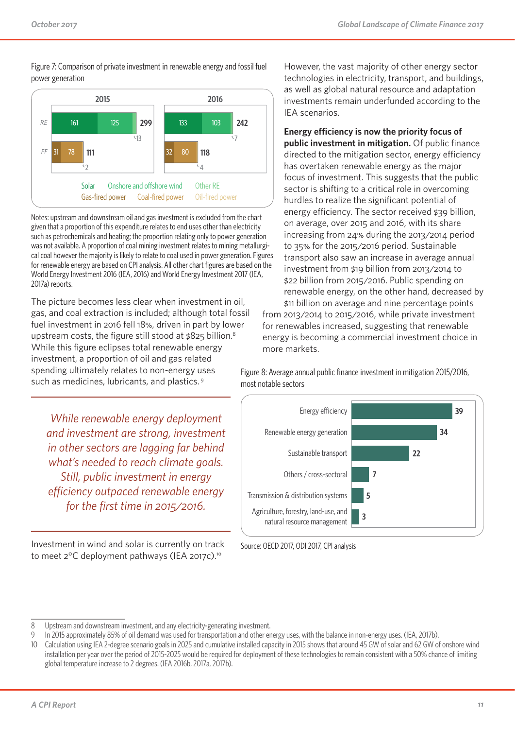Figure 7: Comparison of private investment in renewable energy and fossil fuel power generation

| | 2015 | | | | | 2016 | | | | |
|---|---|---|---|---|---|---|---|---|---|---|
| | Solar | Onshore and offshore wind | Other RE | | Total | Solar | Onshore and offshore wind | Other RE | | Total |
| RE | 161 | 125 | 13 | | 299 | 133 | 103 | 7 | | 242 |
| | Gas-fired power | Coal-fired power | Oil-fired power | | Total | Gas-fired power | Coal-fired power | Oil-fired power | | Total |
| FF | 31 | 78 | 2 | | 111 | 32 | 80 | 4 | | 118 |

Notes: upstream and downstream oil and gas investment is excluded from the chart given that a proportion of this expenditure relates to end uses other than electricity such as petrochemicals and heating; the proportion relating only to power generation was not available. A proportion of coal mining investment relates to mining metallurgical coal however the majority is likely to relate to coal used in power generation. Figures for renewable energy are based on CPI analysis. All other chart figures are based on the World Energy Investment 2016 (IEA, 2016) and World Energy Investment 2017 (IEA, 2017a) reports.

The picture becomes less clear when investment in oil, gas, and coal extraction is included; although total fossil fuel investment in 2016 fell 18%, driven in part by lower upstream costs, the figure still stood at $825 billion.[8] While this figure eclipses total renewable energy investment, a proportion of oil and gas related spending ultimately relates to non-energy uses such as medicines, lubricants, and plastics.[9]

> *While renewable energy deployment and investment are strong, investment in other sectors are lagging far behind what's needed to reach climate goals. Still, public investment in energy efficiency outpaced renewable energy for the first time in 2015/2016.*

Investment in wind and solar is currently on track to meet 2°C deployment pathways (IEA 2017c).[10]

However, the vast majority of other energy sector technologies in electricity, transport, and buildings, as well as global natural resource and adaptation investments remain underfunded according to the IEA scenarios.

**Energy efficiency is now the priority focus of public investment in mitigation.** Of public finance directed to the mitigation sector, energy efficiency has overtaken renewable energy as the major focus of investment. This suggests that the public sector is shifting to a critical role in overcoming hurdles to realize the significant potential of energy efficiency. The sector received $39 billion, on average, over 2015 and 2016, with its share increasing from 24% during the 2013/2014 period to 35% for the 2015/2016 period. Sustainable transport also saw an increase in average annual investment from $19 billion from 2013/2014 to $22 billion from 2015/2016. Public spending on renewable energy, on the other hand, decreased by $11 billion on average and nine percentage points from 2013/2014 to 2015/2016, while private investment for renewables increased, suggesting that renewable energy is becoming a commercial investment choice in more markets.

Figure 8: Average annual public finance investment in mitigation 2015/2016, most notable sectors

| Sector | Value |
|---|---|
| Energy efficiency | 39 |
| Renewable energy generation | 34 |
| Sustainable transport | 22 |
| Others / cross-sectoral | 7 |
| Transmission & distribution systems | 5 |
| Agriculture, forestry, land-use, and natural resource management | 3 |

Source: OECD 2017, ODI 2017, CPI analysis

---

8 Upstream and downstream investment, and any electricity-generating investment.

9 In 2015 approximately 85% of oil demand was used for transportation and other energy uses, with the balance in non-energy uses. (IEA, 2017b).

10 Calculation using IEA 2-degree scenario goals in 2025 and cumulative installed capacity in 2015 shows that around 45 GW of solar and 62 GW of onshore wind installation per year over the period of 2015-2025 would be required for deployment of these technologies to remain consistent with a 50% chance of limiting global temperature increase to 2 degrees. (IEA 2016b, 2017a, 2017b).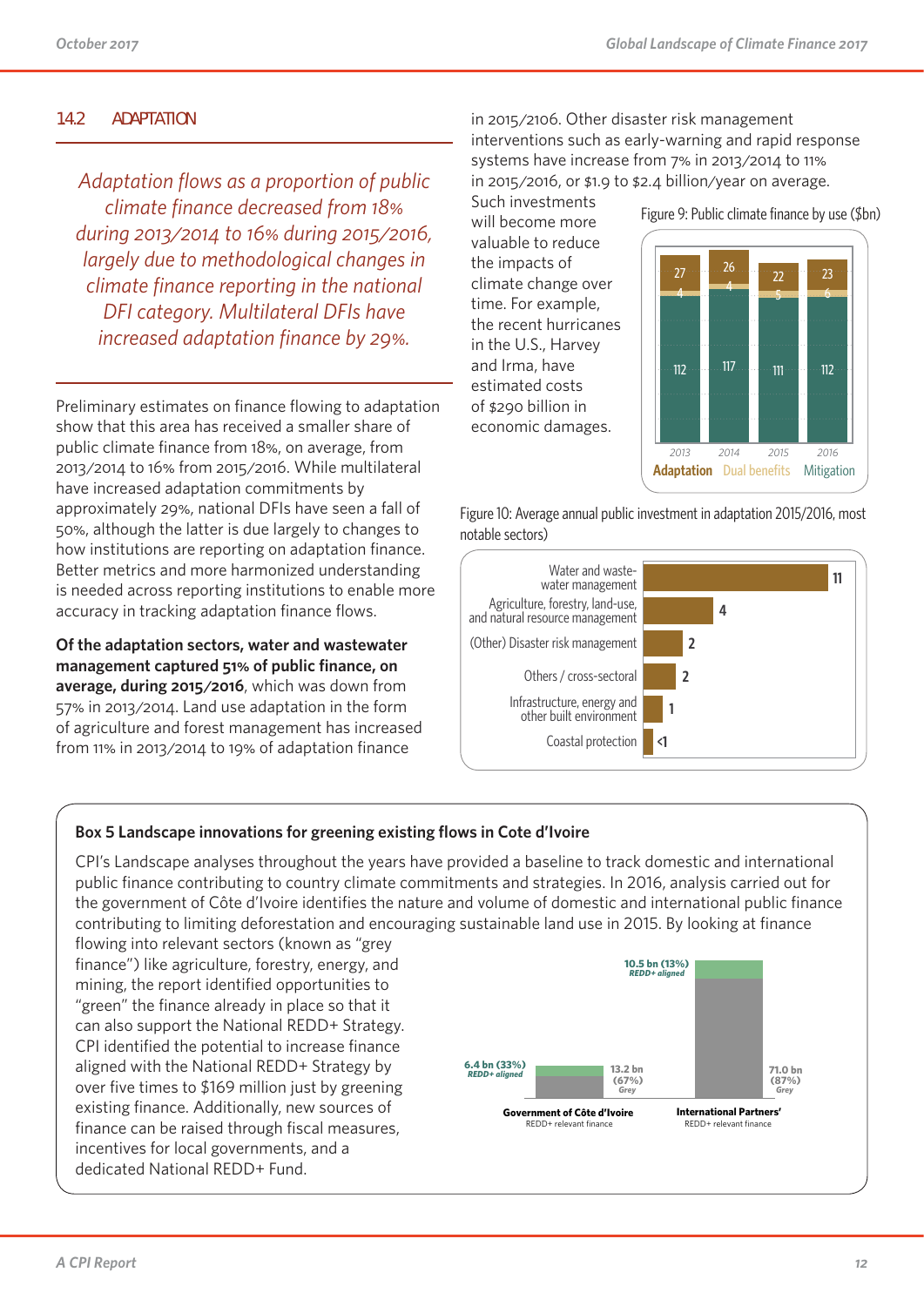### 1.4.2 ADAPTATION

*Adaptation flows as a proportion of public climate finance decreased from 18% during 2013/2014 to 16% during 2015/2016, largely due to methodological changes in climate finance reporting in the national DFI category. Multilateral DFIs have increased adaptation finance by 29%.*

Preliminary estimates on finance flowing to adaptation show that this area has received a smaller share of public climate finance from 18%, on average, from 2013/2014 to 16% from 2015/2016. While multilateral have increased adaptation commitments by approximately 29%, national DFIs have seen a fall of 50%, although the latter is due largely to changes to how institutions are reporting on adaptation finance. Better metrics and more harmonized understanding is needed across reporting institutions to enable more accuracy in tracking adaptation finance flows.

**Of the adaptation sectors, water and wastewater management captured 51% of public finance, on average, during 2015/2016**, which was down from 57% in 2013/2014. Land use adaptation in the form of agriculture and forest management has increased from 11% in 2013/2014 to 19% of adaptation finance in 2015/2106. Other disaster risk management interventions such as early-warning and rapid response systems have increase from 7% in 2013/2014 to 11% in 2015/2016, or $1.9 to $2.4 billion/year on average. Such investments will become more valuable to reduce the impacts of climate change over time. For example, the recent hurricanes in the U.S., Harvey and Irma, have estimated costs of $290 billion in economic damages.

Figure 9: Public climate finance by use ($bn)

| | 2013 | 2014 | 2015 | 2016 |
|---|---|---|---|---|
| Adaptation | 27 | 26 | 22 | 23 |
| Dual benefits | 4 | 4 | 5 | 6 |
| Mitigation | 112 | 117 | 111 | 112 |

Figure 10: Average annual public investment in adaptation 2015/2016, most notable sectors)

| Sector | $bn |
|---|---|
| Water and waste-water management | 11 |
| Agriculture, forestry, land-use, and natural resource management | 4 |
| (Other) Disaster risk management | 2 |
| Others / cross-sectoral | 2 |
| Infrastructure, energy and other built environment | 1 |
| Coastal protection | <1 |

**Box 5 Landscape innovations for greening existing flows in Cote d'Ivoire**

CPI's Landscape analyses throughout the years have provided a baseline to track domestic and international public finance contributing to country climate commitments and strategies. In 2016, analysis carried out for the government of Côte d'Ivoire identifies the nature and volume of domestic and international public finance contributing to limiting deforestation and encouraging sustainable land use in 2015. By looking at finance flowing into relevant sectors (known as "grey finance") like agriculture, forestry, energy, and mining, the report identified opportunities to "green" the finance already in place so that it can also support the National REDD+ Strategy. CPI identified the potential to increase finance aligned with the National REDD+ Strategy by over five times to $169 million just by greening existing finance. Additionally, new sources of finance can be raised through fiscal measures, incentives for local governments, and a dedicated National REDD+ Fund.

| | REDD+ aligned | Grey |
|---|---|---|
| Government of Côte d'Ivoire (REDD+ relevant finance) | 6.4 bn (33%) | 13.2 bn (67%) |
| International Partners' (REDD+ relevant finance) | 10.5 bn (13%) | 71.0 bn (87%) |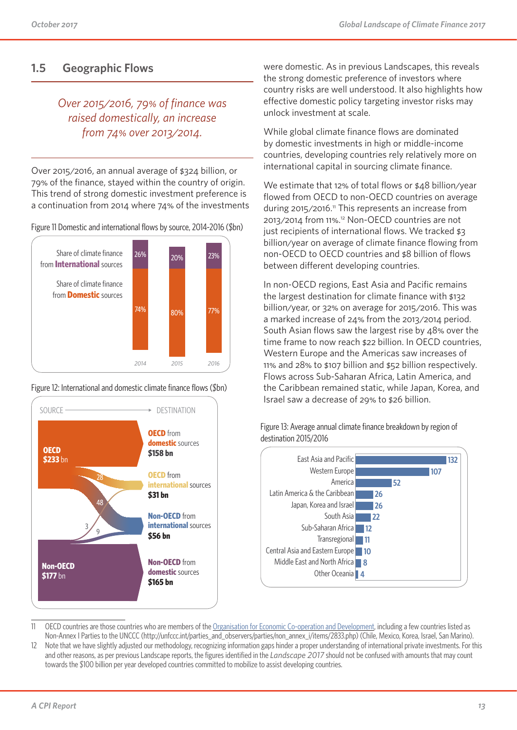## 1.5 Geographic Flows

*Over 2015/2016, 79% of finance was raised domestically, an increase from 74% over 2013/2014.*

Over 2015/2016, an annual average of $324 billion, or 79% of the finance, stayed within the country of origin. This trend of strong domestic investment preference is a continuation from 2014 where 74% of the investments were domestic. As in previous Landscapes, this reveals the strong domestic preference of investors where country risks are well understood. It also highlights how effective domestic policy targeting investor risks may unlock investment at scale.

Figure 11 Domestic and international flows by source, 2014-2016 ($bn)

| | 2014 | 2015 | 2016 |
|---|---|---|---|
| Share of climate finance from **International** sources | 26% | 20% | 23% |
| Share of climate finance from **Domestic** sources | 74% | 80% | 77% |

Figure 12: International and domestic climate finance flows ($bn)

| Source | Destination |
|---|---|
| **OECD** $233 bn | **OECD** from **domestic** sources $158 bn |
| | **OECD** from **international** sources $31 bn |
| | **Non-OECD** from **international** sources $56 bn |
| **Non-OECD** $177 bn | **Non-OECD** from **domestic** sources $165 bn |

Flows shown: 28, 48, 3, 9

While global climate finance flows are dominated by domestic investments in high or middle-income countries, developing countries rely relatively more on international capital in sourcing climate finance.

We estimate that 12% of total flows or $48 billion/year flowed from OECD to non-OECD countries on average during 2015/2016.[11] This represents an increase from 2013/2014 from 11%.[12] Non-OECD countries are not just recipients of international flows. We tracked $3 billion/year on average of climate finance flowing from non-OECD to OECD countries and $8 billion of flows between different developing countries.

In non-OECD regions, East Asia and Pacific remains the largest destination for climate finance with $132 billion/year, or 32% on average for 2015/2016. This was a marked increase of 24% from the 2013/2014 period. South Asian flows saw the largest rise by 48% over the time frame to now reach $22 billion. In OECD countries, Western Europe and the Americas saw increases of 11% and 28% to $107 billion and $52 billion respectively. Flows across Sub-Saharan Africa, Latin America, and the Caribbean remained static, while Japan, Korea, and Israel saw a decrease of 29% to $26 billion.

Figure 13: Average annual climate finance breakdown by region of destination 2015/2016

| Region | $bn |
|---|---|
| East Asia and Pacific | 132 |
| Western Europe | 107 |
| America | 52 |
| Latin America & the Caribbean | 26 |
| Japan, Korea and Israel | 26 |
| South Asia | 22 |
| Sub-Saharan Africa | 12 |
| Transregional | 11 |
| Central Asia and Eastern Europe | 10 |
| Middle East and North Africa | 8 |
| Other Oceania | 4 |

11 OECD countries are those countries who are members of the Organisation for Economic Co-operation and Development, including a few countries listed as Non-Annex I Parties to the UNCCC (http://unfccc.int/parties_and_observers/parties/non_annex_i/items/2833.php) (Chile, Mexico, Korea, Israel, San Marino).

12 Note that we have slightly adjusted our methodology, recognizing information gaps hinder a proper understanding of international private investments. For this and other reasons, as per previous Landscape reports, the figures identified in the *Landscape 2017* should not be confused with amounts that may count towards the $100 billion per year developed countries committed to mobilize to assist developing countries.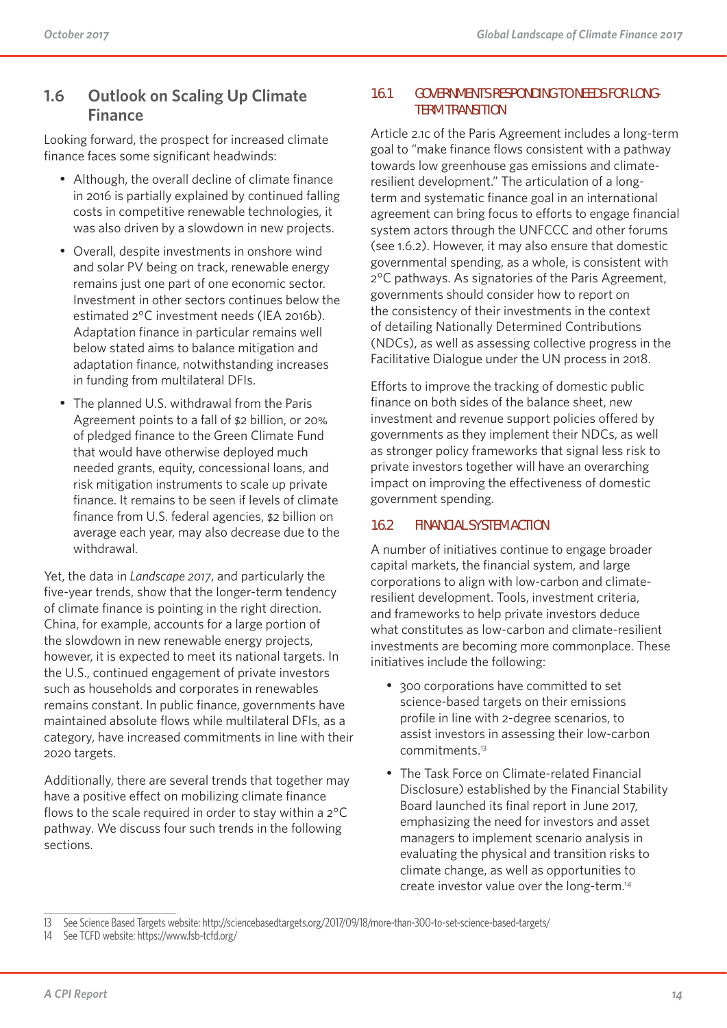## 1.6 Outlook on Scaling Up Climate Finance

Looking forward, the prospect for increased climate finance faces some significant headwinds:

- Although, the overall decline of climate finance in 2016 is partially explained by continued falling costs in competitive renewable technologies, it was also driven by a slowdown in new projects.
- Overall, despite investments in onshore wind and solar PV being on track, renewable energy remains just one part of one economic sector. Investment in other sectors continues below the estimated 2°C investment needs (IEA 2016b). Adaptation finance in particular remains well below stated aims to balance mitigation and adaptation finance, notwithstanding increases in funding from multilateral DFIs.
- The planned U.S. withdrawal from the Paris Agreement points to a fall of $2 billion, or 20% of pledged finance to the Green Climate Fund that would have otherwise deployed much needed grants, equity, concessional loans, and risk mitigation instruments to scale up private finance. It remains to be seen if levels of climate finance from U.S. federal agencies, $2 billion on average each year, may also decrease due to the withdrawal.

Yet, the data in *Landscape 2017*, and particularly the five-year trends, show that the longer-term tendency of climate finance is pointing in the right direction. China, for example, accounts for a large portion of the slowdown in new renewable energy projects, however, it is expected to meet its national targets. In the U.S., continued engagement of private investors such as households and corporates in renewables remains constant. In public finance, governments have maintained absolute flows while multilateral DFIs, as a category, have increased commitments in line with their 2020 targets.

Additionally, there are several trends that together may have a positive effect on mobilizing climate finance flows to the scale required in order to stay within a 2°C pathway. We discuss four such trends in the following sections.

### 1.6.1 GOVERNMENTS RESPONDING TO NEEDS FOR LONG-TERM TRANSITION

Article 2.1c of the Paris Agreement includes a long-term goal to "make finance flows consistent with a pathway towards low greenhouse gas emissions and climate-resilient development." The articulation of a long-term and systematic finance goal in an international agreement can bring focus to efforts to engage financial system actors through the UNFCCC and other forums (see 1.6.2). However, it may also ensure that domestic governmental spending, as a whole, is consistent with 2°C pathways. As signatories of the Paris Agreement, governments should consider how to report on the consistency of their investments in the context of detailing Nationally Determined Contributions (NDCs), as well as assessing collective progress in the Facilitative Dialogue under the UN process in 2018.

Efforts to improve the tracking of domestic public finance on both sides of the balance sheet, new investment and revenue support policies offered by governments as they implement their NDCs, as well as stronger policy frameworks that signal less risk to private investors together will have an overarching impact on improving the effectiveness of domestic government spending.

### 1.6.2 FINANCIAL SYSTEM ACTION

A number of initiatives continue to engage broader capital markets, the financial system, and large corporations to align with low-carbon and climate-resilient development. Tools, investment criteria, and frameworks to help private investors deduce what constitutes as low-carbon and climate-resilient investments are becoming more commonplace. These initiatives include the following:

- 300 corporations have committed to set science-based targets on their emissions profile in line with 2-degree scenarios, to assist investors in assessing their low-carbon commitments.[13]
- The Task Force on Climate-related Financial Disclosure) established by the Financial Stability Board launched its final report in June 2017, emphasizing the need for investors and asset managers to implement scenario analysis in evaluating the physical and transition risks to climate change, as well as opportunities to create investor value over the long-term.[14]

---

13 See Science Based Targets website: http://sciencebasedtargets.org/2017/09/18/more-than-300-to-set-science-based-targets/

14 See TCFD website: https://www.fsb-tcfd.org/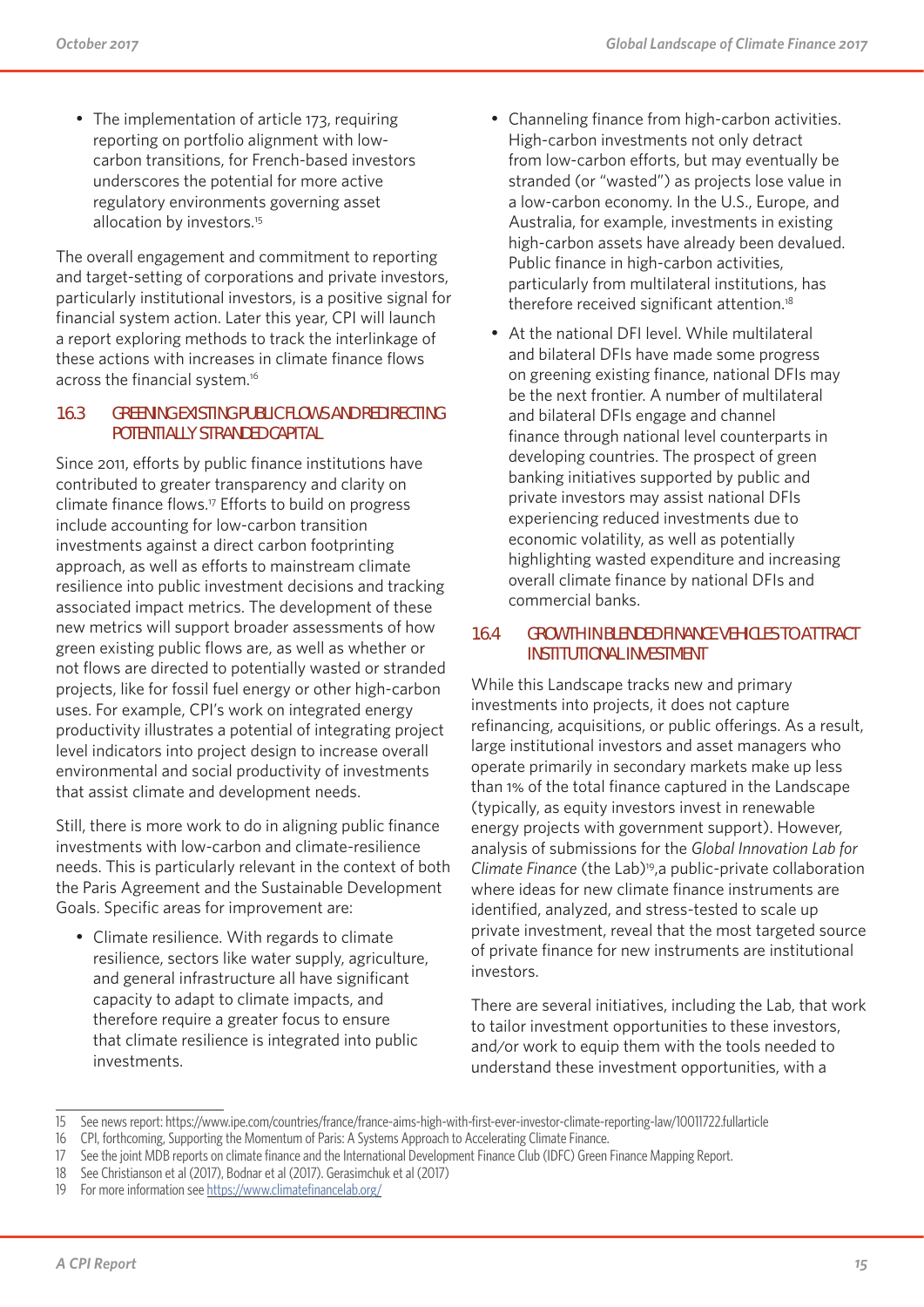- The implementation of article 173, requiring reporting on portfolio alignment with low-carbon transitions, for French-based investors underscores the potential for more active regulatory environments governing asset allocation by investors.[15]

The overall engagement and commitment to reporting and target-setting of corporations and private investors, particularly institutional investors, is a positive signal for financial system action. Later this year, CPI will launch a report exploring methods to track the interlinkage of these actions with increases in climate finance flows across the financial system.[16]

### 1.6.3 GREENING EXISTING PUBLIC FLOWS AND REDIRECTING POTENTIALLY STRANDED CAPITAL

Since 2011, efforts by public finance institutions have contributed to greater transparency and clarity on climate finance flows.[17] Efforts to build on progress include accounting for low-carbon transition investments against a direct carbon footprinting approach, as well as efforts to mainstream climate resilience into public investment decisions and tracking associated impact metrics. The development of these new metrics will support broader assessments of how green existing public flows are, as well as whether or not flows are directed to potentially wasted or stranded projects, like for fossil fuel energy or other high-carbon uses. For example, CPI's work on integrated energy productivity illustrates a potential of integrating project level indicators into project design to increase overall environmental and social productivity of investments that assist climate and development needs.

Still, there is more work to do in aligning public finance investments with low-carbon and climate-resilience needs. This is particularly relevant in the context of both the Paris Agreement and the Sustainable Development Goals. Specific areas for improvement are:

- Climate resilience. With regards to climate resilience, sectors like water supply, agriculture, and general infrastructure all have significant capacity to adapt to climate impacts, and therefore require a greater focus to ensure that climate resilience is integrated into public investments.
- Channeling finance from high-carbon activities. High-carbon investments not only detract from low-carbon efforts, but may eventually be stranded (or "wasted") as projects lose value in a low-carbon economy. In the U.S., Europe, and Australia, for example, investments in existing high-carbon assets have already been devalued. Public finance in high-carbon activities, particularly from multilateral institutions, has therefore received significant attention.[18]
- At the national DFI level. While multilateral and bilateral DFIs have made some progress on greening existing finance, national DFIs may be the next frontier. A number of multilateral and bilateral DFIs engage and channel finance through national level counterparts in developing countries. The prospect of green banking initiatives supported by public and private investors may assist national DFIs experiencing reduced investments due to economic volatility, as well as potentially highlighting wasted expenditure and increasing overall climate finance by national DFIs and commercial banks.

### 1.6.4 GROWTH IN BLENDED FINANCE VEHICLES TO ATTRACT INSTITUTIONAL INVESTMENT

While this Landscape tracks new and primary investments into projects, it does not capture refinancing, acquisitions, or public offerings. As a result, large institutional investors and asset managers who operate primarily in secondary markets make up less than 1% of the total finance captured in the Landscape (typically, as equity investors invest in renewable energy projects with government support). However, analysis of submissions for the *Global Innovation Lab for Climate Finance* (the Lab)[19],a public-private collaboration where ideas for new climate finance instruments are identified, analyzed, and stress-tested to scale up private investment, reveal that the most targeted source of private finance for new instruments are institutional investors.

There are several initiatives, including the Lab, that work to tailor investment opportunities to these investors, and/or work to equip them with the tools needed to understand these investment opportunities, with a

---

15 See news report: https://www.ipe.com/countries/france/france-aims-high-with-first-ever-investor-climate-reporting-law/10011722.fullarticle

16 CPI, forthcoming, Supporting the Momentum of Paris: A Systems Approach to Accelerating Climate Finance.

17 See the joint MDB reports on climate finance and the International Development Finance Club (IDFC) Green Finance Mapping Report.

18 See Christianson et al (2017), Bodnar et al (2017). Gerasimchuk et al (2017)

19 For more information see https://www.climatefinancelab.org/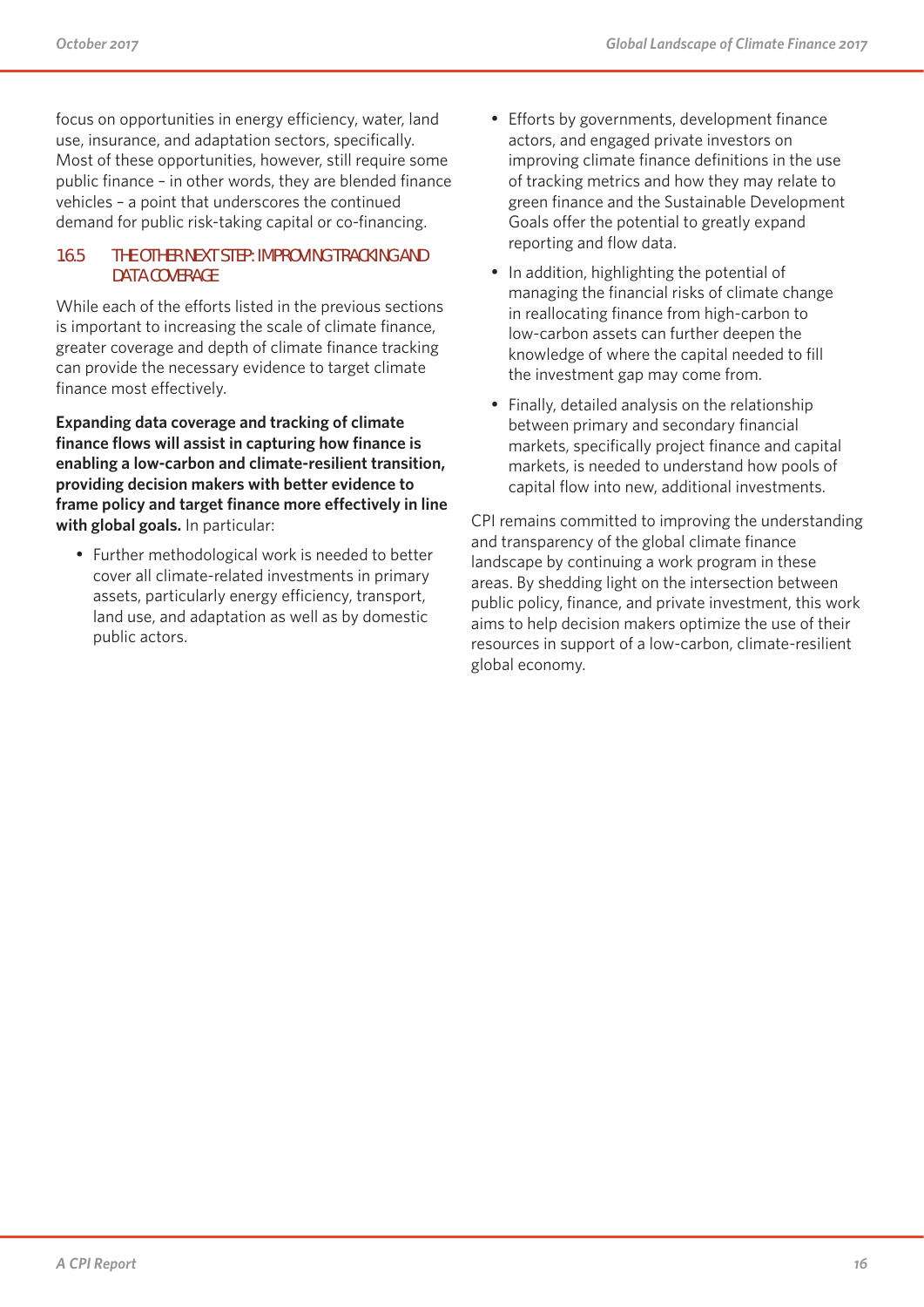focus on opportunities in energy efficiency, water, land use, insurance, and adaptation sectors, specifically. Most of these opportunities, however, still require some public finance – in other words, they are blended finance vehicles – a point that underscores the continued demand for public risk-taking capital or co-financing.

### 1.6.5 THE OTHER NEXT STEP: IMPROVING TRACKING AND DATA COVERAGE

While each of the efforts listed in the previous sections is important to increasing the scale of climate finance, greater coverage and depth of climate finance tracking can provide the necessary evidence to target climate finance most effectively.

**Expanding data coverage and tracking of climate finance flows will assist in capturing how finance is enabling a low-carbon and climate-resilient transition, providing decision makers with better evidence to frame policy and target finance more effectively in line with global goals.** In particular:

- Further methodological work is needed to better cover all climate-related investments in primary assets, particularly energy efficiency, transport, land use, and adaptation as well as by domestic public actors.
- Efforts by governments, development finance actors, and engaged private investors on improving climate finance definitions in the use of tracking metrics and how they may relate to green finance and the Sustainable Development Goals offer the potential to greatly expand reporting and flow data.
- In addition, highlighting the potential of managing the financial risks of climate change in reallocating finance from high-carbon to low-carbon assets can further deepen the knowledge of where the capital needed to fill the investment gap may come from.
- Finally, detailed analysis on the relationship between primary and secondary financial markets, specifically project finance and capital markets, is needed to understand how pools of capital flow into new, additional investments.

CPI remains committed to improving the understanding and transparency of the global climate finance landscape by continuing a work program in these areas. By shedding light on the intersection between public policy, finance, and private investment, this work aims to help decision makers optimize the use of their resources in support of a low-carbon, climate-resilient global economy.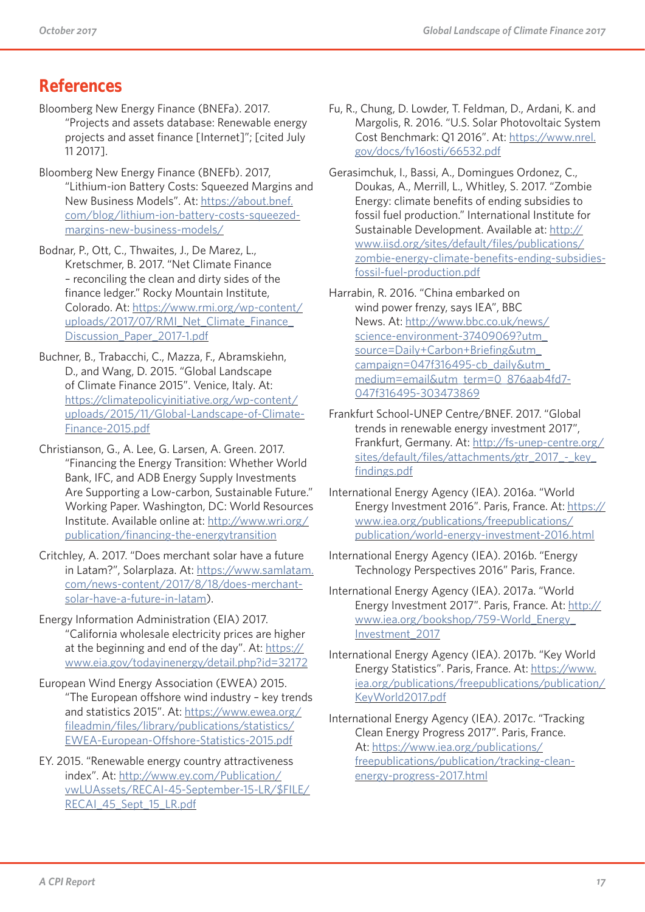# References

Bloomberg New Energy Finance (BNEFa). 2017. "Projects and assets database: Renewable energy projects and asset finance [Internet]"; [cited July 11 2017].

Bloomberg New Energy Finance (BNEFb). 2017, "Lithium-ion Battery Costs: Squeezed Margins and New Business Models". At: https://about.bnef.com/blog/lithium-ion-battery-costs-squeezed-margins-new-business-models/

Bodnar, P., Ott, C., Thwaites, J., De Marez, L., Kretschmer, B. 2017. "Net Climate Finance – reconciling the clean and dirty sides of the finance ledger." Rocky Mountain Institute, Colorado. At: https://www.rmi.org/wp-content/uploads/2017/07/RMI_Net_Climate_Finance_Discussion_Paper_2017-1.pdf

Buchner, B., Trabacchi, C., Mazza, F., Abramskiehn, D., and Wang, D. 2015. "Global Landscape of Climate Finance 2015". Venice, Italy. At: https://climatepolicyinitiative.org/wp-content/uploads/2015/11/Global-Landscape-of-Climate-Finance-2015.pdf

Christianson, G., A. Lee, G. Larsen, A. Green. 2017. "Financing the Energy Transition: Whether World Bank, IFC, and ADB Energy Supply Investments Are Supporting a Low-carbon, Sustainable Future." Working Paper. Washington, DC: World Resources Institute. Available online at: http://www.wri.org/publication/financing-the-energytransition

Critchley, A. 2017. "Does merchant solar have a future in Latam?", Solarplaza. At: https://www.samlatam.com/news-content/2017/8/18/does-merchant-solar-have-a-future-in-latam).

Energy Information Administration (EIA) 2017. "California wholesale electricity prices are higher at the beginning and end of the day". At: https://www.eia.gov/todayinenergy/detail.php?id=32172

European Wind Energy Association (EWEA) 2015. "The European offshore wind industry – key trends and statistics 2015". At: https://www.ewea.org/fileadmin/files/library/publications/statistics/EWEA-European-Offshore-Statistics-2015.pdf

EY. 2015. "Renewable energy country attractiveness index". At: http://www.ey.com/Publication/vwLUAssets/RECAI-45-September-15-LR/$FILE/RECAI_45_Sept_15_LR.pdf

Fu, R., Chung, D. Lowder, T. Feldman, D., Ardani, K. and Margolis, R. 2016. "U.S. Solar Photovoltaic System Cost Benchmark: Q1 2016". At: https://www.nrel.gov/docs/fy16osti/66532.pdf

Gerasimchuk, I., Bassi, A., Domingues Ordonez, C., Doukas, A., Merrill, L., Whitley, S. 2017. "Zombie Energy: climate benefits of ending subsidies to fossil fuel production." International Institute for Sustainable Development. Available at: http://www.iisd.org/sites/default/files/publications/zombie-energy-climate-benefits-ending-subsidies-fossil-fuel-production.pdf

Harrabin, R. 2016. "China embarked on wind power frenzy, says IEA", BBC News. At: http://www.bbc.co.uk/news/science-environment-37409069?utm_source=Daily+Carbon+Briefing&utm_campaign=047f316495-cb_daily&utm_medium=email&utm_term=0_876aab4fd7-047f316495-303473869

Frankfurt School-UNEP Centre/BNEF. 2017. "Global trends in renewable energy investment 2017", Frankfurt, Germany. At: http://fs-unep-centre.org/sites/default/files/attachments/gtr_2017_-_key_findings.pdf

International Energy Agency (IEA). 2016a. "World Energy Investment 2016". Paris, France. At: https://www.iea.org/publications/freepublications/publication/world-energy-investment-2016.html

International Energy Agency (IEA). 2016b. "Energy Technology Perspectives 2016" Paris, France.

International Energy Agency (IEA). 2017a. "World Energy Investment 2017". Paris, France. At: http://www.iea.org/bookshop/759-World_Energy_Investment_2017

International Energy Agency (IEA). 2017b. "Key World Energy Statistics". Paris, France. At: https://www.iea.org/publications/freepublications/publication/KeyWorld2017.pdf

International Energy Agency (IEA). 2017c. "Tracking Clean Energy Progress 2017". Paris, France. At: https://www.iea.org/publications/freepublications/publication/tracking-clean-energy-progress-2017.html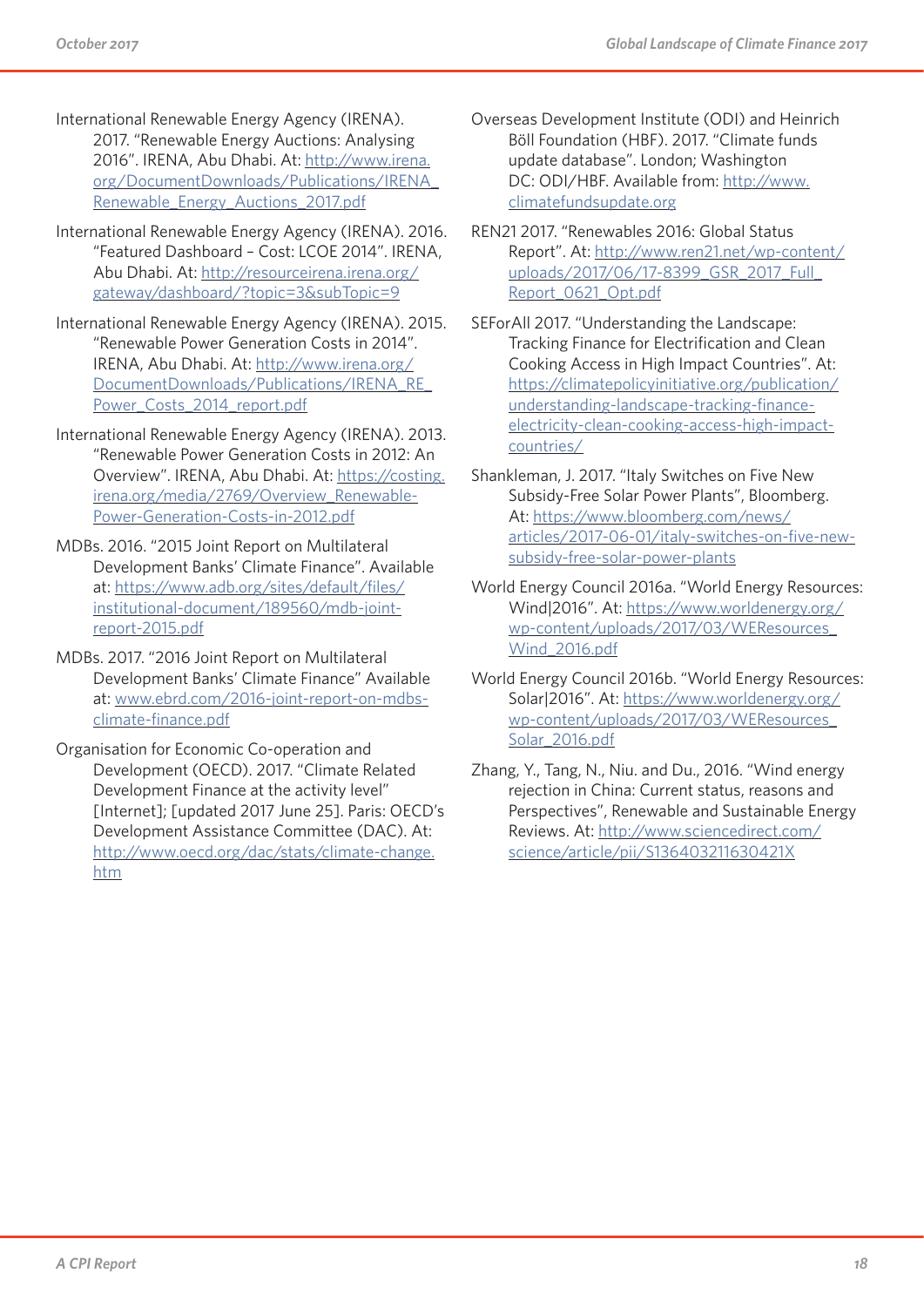International Renewable Energy Agency (IRENA). 2017. "Renewable Energy Auctions: Analysing 2016". IRENA, Abu Dhabi. At: http://www.irena.org/DocumentDownloads/Publications/IRENA_Renewable_Energy_Auctions_2017.pdf

International Renewable Energy Agency (IRENA). 2016. "Featured Dashboard – Cost: LCOE 2014". IRENA, Abu Dhabi. At: http://resourceirena.irena.org/gateway/dashboard/?topic=3&subTopic=9

International Renewable Energy Agency (IRENA). 2015. "Renewable Power Generation Costs in 2014". IRENA, Abu Dhabi. At: http://www.irena.org/DocumentDownloads/Publications/IRENA_RE_Power_Costs_2014_report.pdf

International Renewable Energy Agency (IRENA). 2013. "Renewable Power Generation Costs in 2012: An Overview". IRENA, Abu Dhabi. At: https://costing.irena.org/media/2769/Overview_Renewable-Power-Generation-Costs-in-2012.pdf

MDBs. 2016. "2015 Joint Report on Multilateral Development Banks' Climate Finance". Available at: https://www.adb.org/sites/default/files/institutional-document/189560/mdb-joint-report-2015.pdf

MDBs. 2017. "2016 Joint Report on Multilateral Development Banks' Climate Finance" Available at: www.ebrd.com/2016-joint-report-on-mdbs-climate-finance.pdf

Organisation for Economic Co-operation and Development (OECD). 2017. "Climate Related Development Finance at the activity level" [Internet]; [updated 2017 June 25]. Paris: OECD's Development Assistance Committee (DAC). At: http://www.oecd.org/dac/stats/climate-change.htm

Overseas Development Institute (ODI) and Heinrich Böll Foundation (HBF). 2017. "Climate funds update database". London; Washington DC: ODI/HBF. Available from: http://www.climatefundsupdate.org

REN21 2017. "Renewables 2016: Global Status Report". At: http://www.ren21.net/wp-content/uploads/2017/06/17-8399_GSR_2017_Full_Report_0621_Opt.pdf

SEForAll 2017. "Understanding the Landscape: Tracking Finance for Electrification and Clean Cooking Access in High Impact Countries". At: https://climatepolicyinitiative.org/publication/understanding-landscape-tracking-finance-electricity-clean-cooking-access-high-impact-countries/

Shankleman, J. 2017. "Italy Switches on Five New Subsidy-Free Solar Power Plants", Bloomberg. At: https://www.bloomberg.com/news/articles/2017-06-01/italy-switches-on-five-new-subsidy-free-solar-power-plants

World Energy Council 2016a. "World Energy Resources: Wind|2016". At: https://www.worldenergy.org/wp-content/uploads/2017/03/WEResources_Wind_2016.pdf

World Energy Council 2016b. "World Energy Resources: Solar|2016". At: https://www.worldenergy.org/wp-content/uploads/2017/03/WEResources_Solar_2016.pdf

Zhang, Y., Tang, N., Niu. and Du., 2016. "Wind energy rejection in China: Current status, reasons and Perspectives", Renewable and Sustainable Energy Reviews. At: http://www.sciencedirect.com/science/article/pii/S136403211630421X